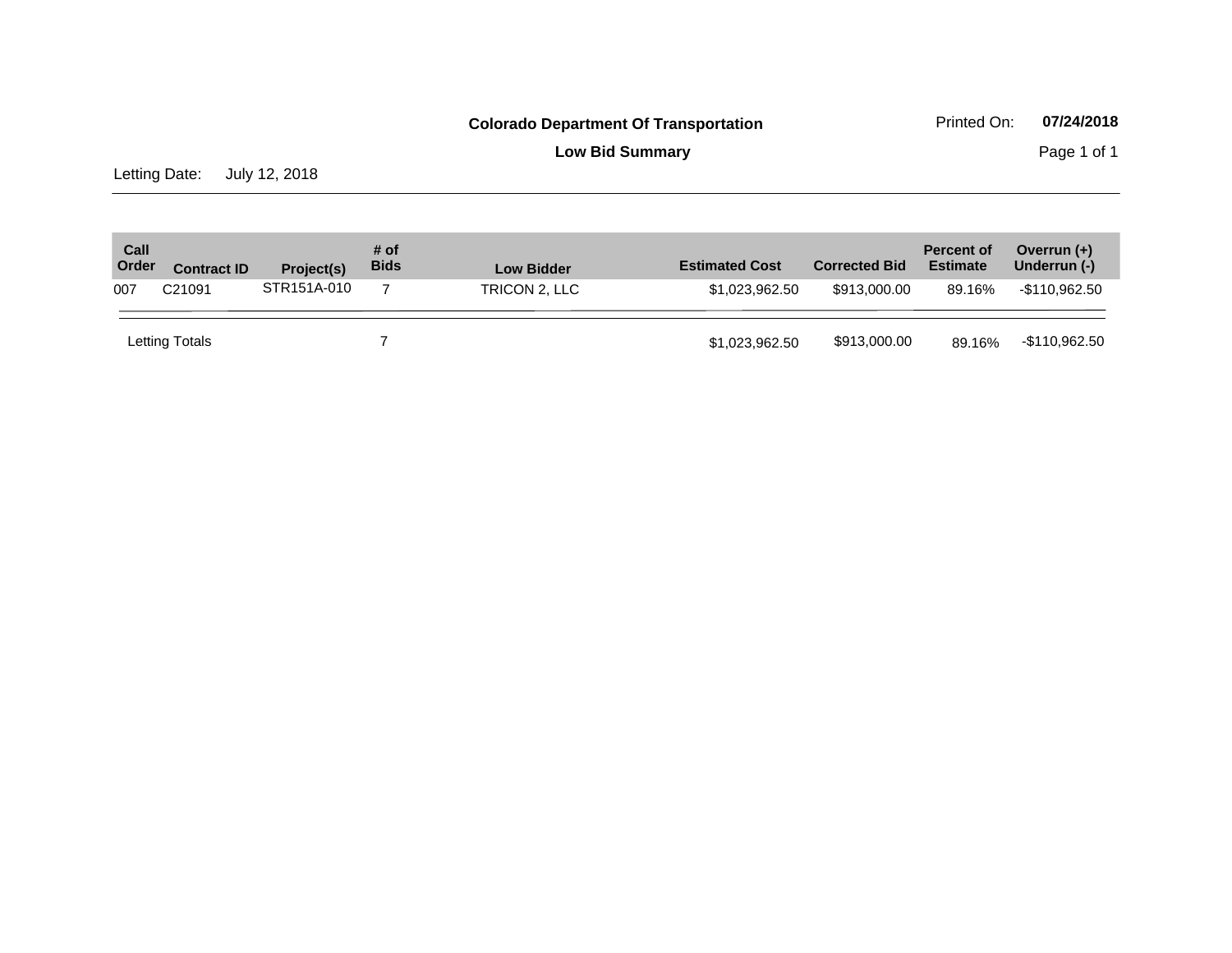# Colorado Department Of Transportation

## Low Bid Summary

Printed On: **07/24/2018**

Letting Date: July 12, 2018

| Call Order | Contract ID | Project(s) | # of Bids | Low Bidder | Estimated Cost | Corrected Bid | Percent of Estimate | Overrun (+) Underrun (-) |
|---|---|---|---|---|---|---|---|---|
| 007 | C21091 | STR151A-010 | 7 | TRICON 2, LLC | $1,023,962.50 | $913,000.00 | 89.16% | -$110,962.50 |
| Letting Totals | | | 7 | | $1,023,962.50 | $913,000.00 | 89.16% | -$110,962.50 |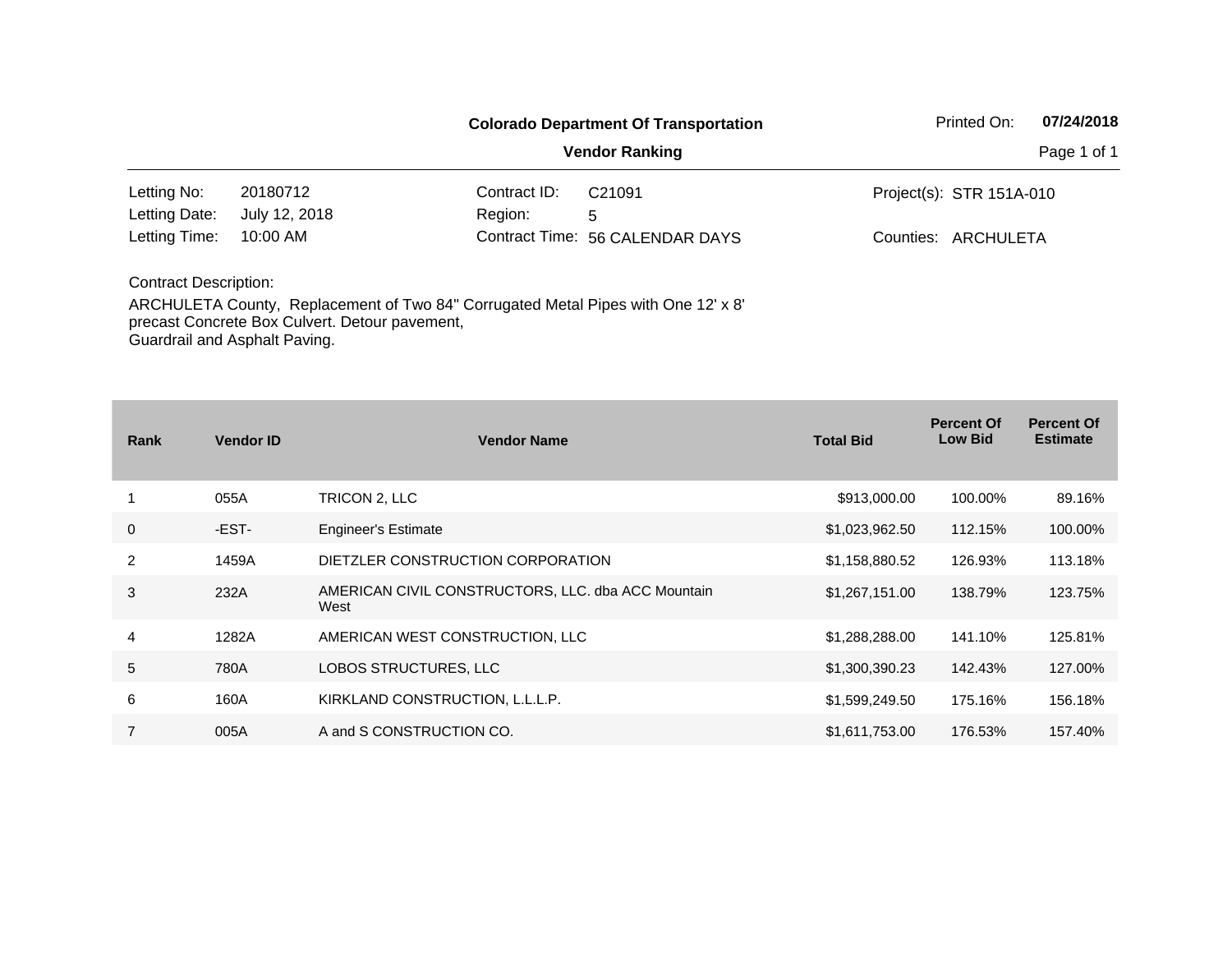**Colorado Department Of Transportation**

**Vendor Ranking**

Printed On: **07/24/2018**

| | | | | | |
|---|---|---|---|---|---|
| Letting No: | 20180712 | Contract ID: | C21091 | Project(s): | STR 151A-010 |
| Letting Date: | July 12, 2018 | Region: | 5 | | |
| Letting Time: | 10:00 AM | Contract Time: | 56 CALENDAR DAYS | Counties: | ARCHULETA |

Contract Description:

ARCHULETA County, Replacement of Two 84" Corrugated Metal Pipes with One 12' x 8' precast Concrete Box Culvert. Detour pavement, Guardrail and Asphalt Paving.

| Rank | Vendor ID | Vendor Name | Total Bid | Percent Of Low Bid | Percent Of Estimate |
|---|---|---|---|---|---|
| 1 | 055A | TRICON 2, LLC | $913,000.00 | 100.00% | 89.16% |
| 0 | -EST- | Engineer's Estimate | $1,023,962.50 | 112.15% | 100.00% |
| 2 | 1459A | DIETZLER CONSTRUCTION CORPORATION | $1,158,880.52 | 126.93% | 113.18% |
| 3 | 232A | AMERICAN CIVIL CONSTRUCTORS, LLC. dba ACC Mountain West | $1,267,151.00 | 138.79% | 123.75% |
| 4 | 1282A | AMERICAN WEST CONSTRUCTION, LLC | $1,288,288.00 | 141.10% | 125.81% |
| 5 | 780A | LOBOS STRUCTURES, LLC | $1,300,390.23 | 142.43% | 127.00% |
| 6 | 160A | KIRKLAND CONSTRUCTION, L.L.L.P. | $1,599,249.50 | 175.16% | 156.18% |
| 7 | 005A | A and S CONSTRUCTION CO. | $1,611,753.00 | 176.53% | 157.40% |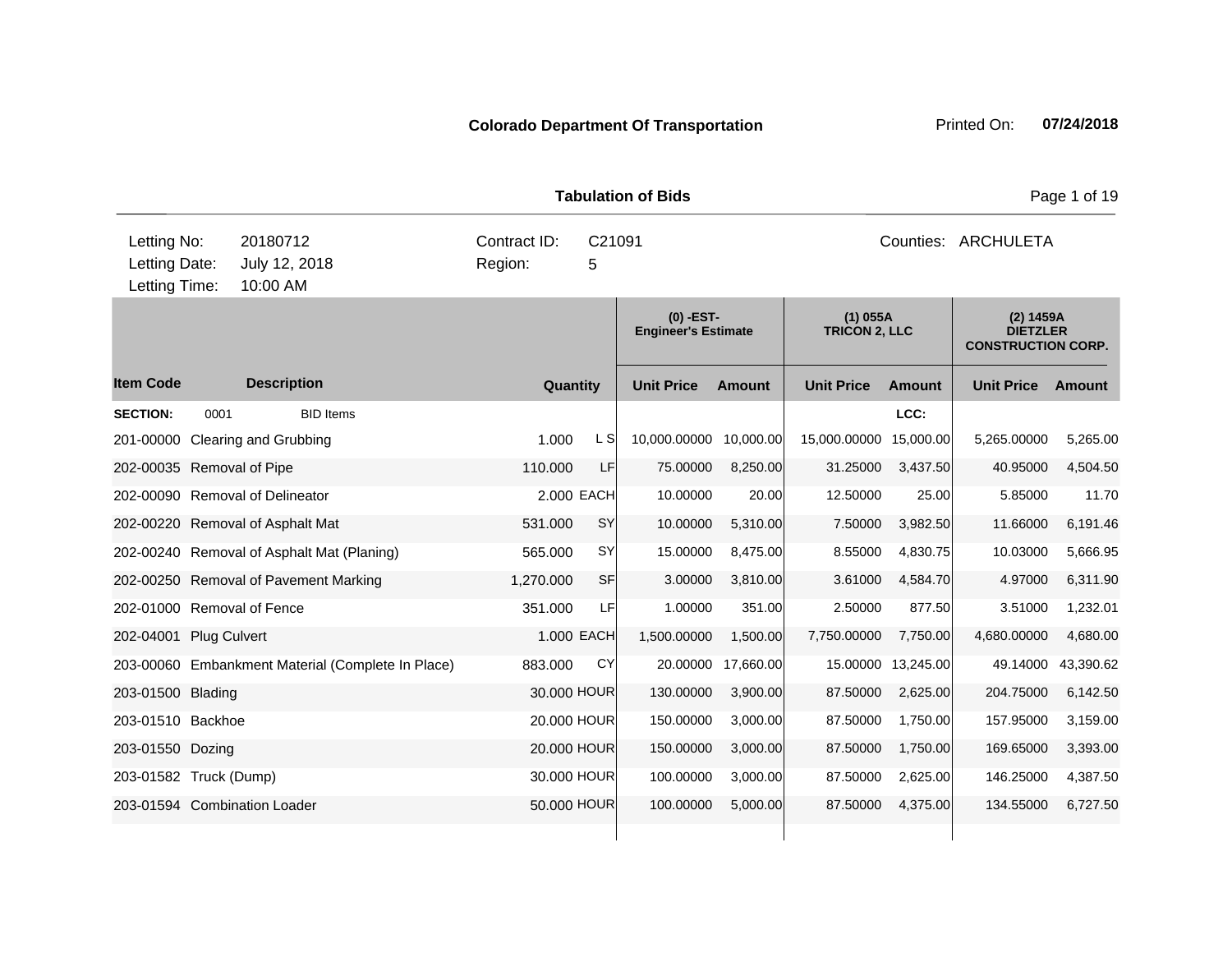**Colorado Department Of Transportation** Printed On: **07/24/2018**

**Tabulation of Bids**

| | | | |
|---|---|---|---|
| Letting No: | 20180712 | Contract ID: | C21091 |
| Letting Date: | July 12, 2018 | Region: | 5 |
| Letting Time: | 10:00 AM | Counties: | ARCHULETA |

| Item Code | Description | Quantity | | (0) -EST- Engineer's Estimate | | (1) 055A TRICON 2, LLC | | (2) 1459A DIETZLER CONSTRUCTION CORP. | |
|---|---|---|---|---|---|---|---|---|---|
| | | | | Unit Price | Amount | Unit Price | Amount | Unit Price | Amount |
| **SECTION:** | 0001 BID Items | | | | | | LCC: | | |
| 201-00000 | Clearing and Grubbing | 1.000 | L S | 10,000.00000 | 10,000.00 | 15,000.00000 | 15,000.00 | 5,265.00000 | 5,265.00 |
| 202-00035 | Removal of Pipe | 110.000 | LF | 75.00000 | 8,250.00 | 31.25000 | 3,437.50 | 40.95000 | 4,504.50 |
| 202-00090 | Removal of Delineator | 2.000 | EACH | 10.00000 | 20.00 | 12.50000 | 25.00 | 5.85000 | 11.70 |
| 202-00220 | Removal of Asphalt Mat | 531.000 | SY | 10.00000 | 5,310.00 | 7.50000 | 3,982.50 | 11.66000 | 6,191.46 |
| 202-00240 | Removal of Asphalt Mat (Planing) | 565.000 | SY | 15.00000 | 8,475.00 | 8.55000 | 4,830.75 | 10.03000 | 5,666.95 |
| 202-00250 | Removal of Pavement Marking | 1,270.000 | SF | 3.00000 | 3,810.00 | 3.61000 | 4,584.70 | 4.97000 | 6,311.90 |
| 202-01000 | Removal of Fence | 351.000 | LF | 1.00000 | 351.00 | 2.50000 | 877.50 | 3.51000 | 1,232.01 |
| 202-04001 | Plug Culvert | 1.000 | EACH | 1,500.00000 | 1,500.00 | 7,750.00000 | 7,750.00 | 4,680.00000 | 4,680.00 |
| 203-00060 | Embankment Material (Complete In Place) | 883.000 | CY | 20.00000 | 17,660.00 | 15.00000 | 13,245.00 | 49.14000 | 43,390.62 |
| 203-01500 | Blading | 30.000 | HOUR | 130.00000 | 3,900.00 | 87.50000 | 2,625.00 | 204.75000 | 6,142.50 |
| 203-01510 | Backhoe | 20.000 | HOUR | 150.00000 | 3,000.00 | 87.50000 | 1,750.00 | 157.95000 | 3,159.00 |
| 203-01550 | Dozing | 20.000 | HOUR | 150.00000 | 3,000.00 | 87.50000 | 1,750.00 | 169.65000 | 3,393.00 |
| 203-01582 | Truck (Dump) | 30.000 | HOUR | 100.00000 | 3,000.00 | 87.50000 | 2,625.00 | 146.25000 | 4,387.50 |
| 203-01594 | Combination Loader | 50.000 | HOUR | 100.00000 | 5,000.00 | 87.50000 | 4,375.00 | 134.55000 | 6,727.50 |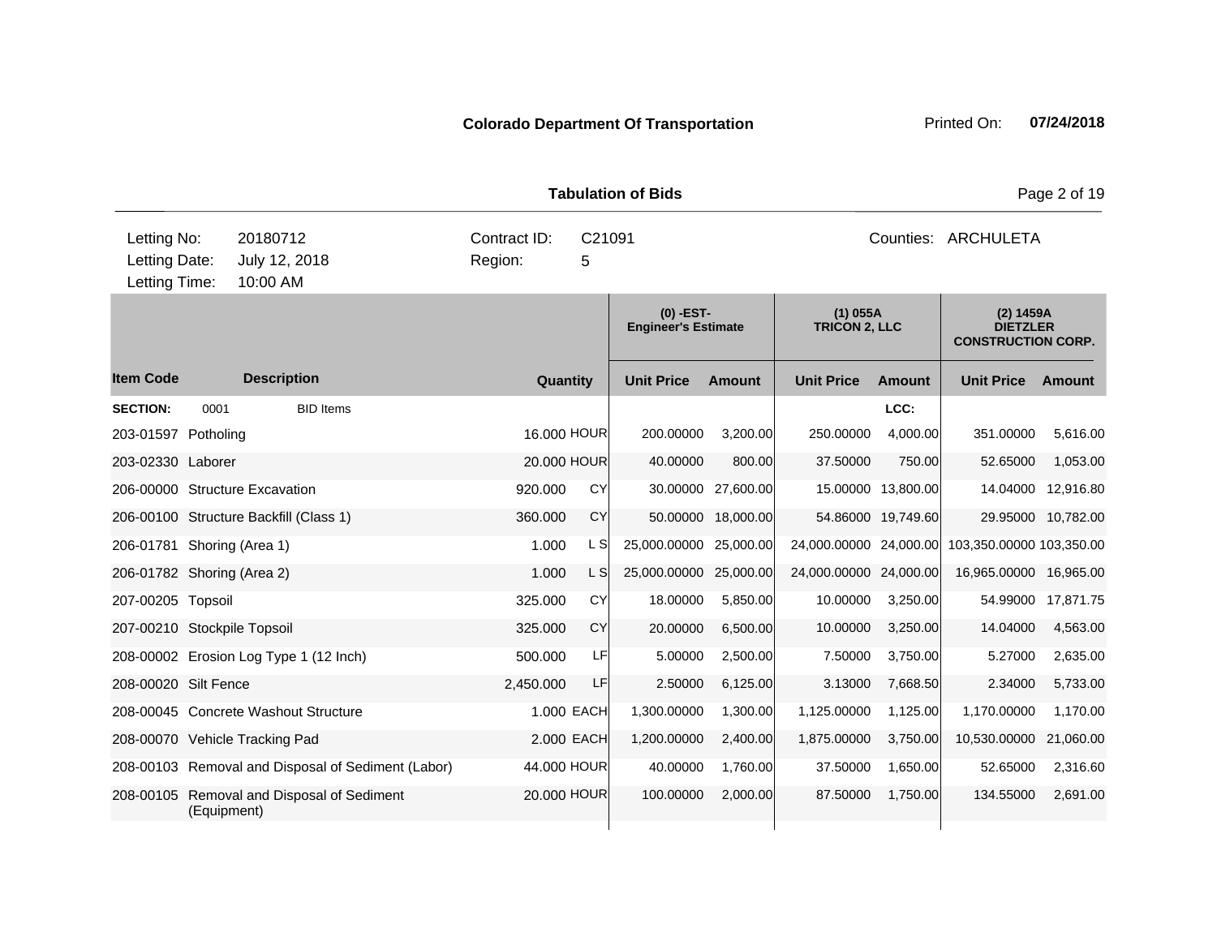**Colorado Department Of Transportation**

Printed On: **07/24/2018**

**Tabulation of Bids**

| | | | |
|---|---|---|---|
| Letting No: | 20180712 | Contract ID: | C21091 |
| Letting Date: | July 12, 2018 | Region: | 5 |
| Letting Time: | 10:00 AM | | |

Counties: ARCHULETA

| | | | | (0) -EST- Engineer's Estimate | | (1) 055A TRICON 2, LLC | | (2) 1459A DIETZLER CONSTRUCTION CORP. | |
|---|---|---|---|---|---|---|---|---|---|
| **Item Code** | **Description** | **Quantity** | | **Unit Price** | **Amount** | **Unit Price** | **Amount** | **Unit Price** | **Amount** |
| **SECTION:** | 0001 BID Items | | | | | | LCC: | | |
| 203-01597 | Potholing | 16.000 | HOUR | 200.00000 | 3,200.00 | 250.00000 | 4,000.00 | 351.00000 | 5,616.00 |
| 203-02330 | Laborer | 20.000 | HOUR | 40.00000 | 800.00 | 37.50000 | 750.00 | 52.65000 | 1,053.00 |
| 206-00000 | Structure Excavation | 920.000 | CY | 30.00000 | 27,600.00 | 15.00000 | 13,800.00 | 14.04000 | 12,916.80 |
| 206-00100 | Structure Backfill (Class 1) | 360.000 | CY | 50.00000 | 18,000.00 | 54.86000 | 19,749.60 | 29.95000 | 10,782.00 |
| 206-01781 | Shoring (Area 1) | 1.000 | L S | 25,000.00000 | 25,000.00 | 24,000.00000 | 24,000.00 | 103,350.00000 | 103,350.00 |
| 206-01782 | Shoring (Area 2) | 1.000 | L S | 25,000.00000 | 25,000.00 | 24,000.00000 | 24,000.00 | 16,965.00000 | 16,965.00 |
| 207-00205 | Topsoil | 325.000 | CY | 18.00000 | 5,850.00 | 10.00000 | 3,250.00 | 54.99000 | 17,871.75 |
| 207-00210 | Stockpile Topsoil | 325.000 | CY | 20.00000 | 6,500.00 | 10.00000 | 3,250.00 | 14.04000 | 4,563.00 |
| 208-00002 | Erosion Log Type 1 (12 Inch) | 500.000 | LF | 5.00000 | 2,500.00 | 7.50000 | 3,750.00 | 5.27000 | 2,635.00 |
| 208-00020 | Silt Fence | 2,450.000 | LF | 2.50000 | 6,125.00 | 3.13000 | 7,668.50 | 2.34000 | 5,733.00 |
| 208-00045 | Concrete Washout Structure | 1.000 | EACH | 1,300.00000 | 1,300.00 | 1,125.00000 | 1,125.00 | 1,170.00000 | 1,170.00 |
| 208-00070 | Vehicle Tracking Pad | 2.000 | EACH | 1,200.00000 | 2,400.00 | 1,875.00000 | 3,750.00 | 10,530.00000 | 21,060.00 |
| 208-00103 | Removal and Disposal of Sediment (Labor) | 44.000 | HOUR | 40.00000 | 1,760.00 | 37.50000 | 1,650.00 | 52.65000 | 2,316.60 |
| 208-00105 | Removal and Disposal of Sediment (Equipment) | 20.000 | HOUR | 100.00000 | 2,000.00 | 87.50000 | 1,750.00 | 134.55000 | 2,691.00 |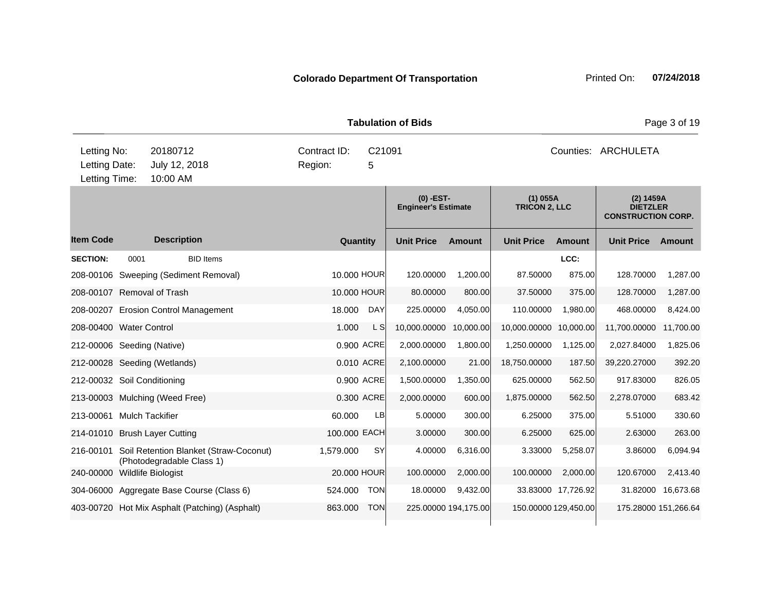**Colorado Department Of Transportation**

Printed On: **07/24/2018**

**Tabulation of Bids**

| | | | |
|---|---|---|---|
| Letting No: | 20180712 | Contract ID: | C21091 |
| Letting Date: | July 12, 2018 | Region: | 5 |
| Letting Time: | 10:00 AM | | |

Counties: ARCHULETA

| Item Code | Description | Quantity | | (0) -EST- Engineer's Estimate | | (1) 055A TRICON 2, LLC | | (2) 1459A DIETZLER CONSTRUCTION CORP. | |
|---|---|---|---|---|---|---|---|---|---|
| | | | | Unit Price | Amount | Unit Price | Amount | Unit Price | Amount |
| **SECTION:** | 0001 BID Items | | | | | | LCC: | | |
| 208-00106 | Sweeping (Sediment Removal) | 10.000 | HOUR | 120.00000 | 1,200.00 | 87.50000 | 875.00 | 128.70000 | 1,287.00 |
| 208-00107 | Removal of Trash | 10.000 | HOUR | 80.00000 | 800.00 | 37.50000 | 375.00 | 128.70000 | 1,287.00 |
| 208-00207 | Erosion Control Management | 18.000 | DAY | 225.00000 | 4,050.00 | 110.00000 | 1,980.00 | 468.00000 | 8,424.00 |
| 208-00400 | Water Control | 1.000 | L S | 10,000.00000 | 10,000.00 | 10,000.00000 | 10,000.00 | 11,700.00000 | 11,700.00 |
| 212-00006 | Seeding (Native) | 0.900 | ACRE | 2,000.00000 | 1,800.00 | 1,250.00000 | 1,125.00 | 2,027.84000 | 1,825.06 |
| 212-00028 | Seeding (Wetlands) | 0.010 | ACRE | 2,100.00000 | 21.00 | 18,750.00000 | 187.50 | 39,220.27000 | 392.20 |
| 212-00032 | Soil Conditioning | 0.900 | ACRE | 1,500.00000 | 1,350.00 | 625.00000 | 562.50 | 917.83000 | 826.05 |
| 213-00003 | Mulching (Weed Free) | 0.300 | ACRE | 2,000.00000 | 600.00 | 1,875.00000 | 562.50 | 2,278.07000 | 683.42 |
| 213-00061 | Mulch Tackifier | 60.000 | LB | 5.00000 | 300.00 | 6.25000 | 375.00 | 5.51000 | 330.60 |
| 214-01010 | Brush Layer Cutting | 100.000 | EACH | 3.00000 | 300.00 | 6.25000 | 625.00 | 2.63000 | 263.00 |
| 216-00101 | Soil Retention Blanket (Straw-Coconut) (Photodegradable Class 1) | 1,579.000 | SY | 4.00000 | 6,316.00 | 3.33000 | 5,258.07 | 3.86000 | 6,094.94 |
| 240-00000 | Wildlife Biologist | 20.000 | HOUR | 100.00000 | 2,000.00 | 100.00000 | 2,000.00 | 120.67000 | 2,413.40 |
| 304-06000 | Aggregate Base Course (Class 6) | 524.000 | TON | 18.00000 | 9,432.00 | 33.83000 | 17,726.92 | 31.82000 | 16,673.68 |
| 403-00720 | Hot Mix Asphalt (Patching) (Asphalt) | 863.000 | TON | 225.00000 | 194,175.00 | 150.00000 | 129,450.00 | 175.28000 | 151,266.64 |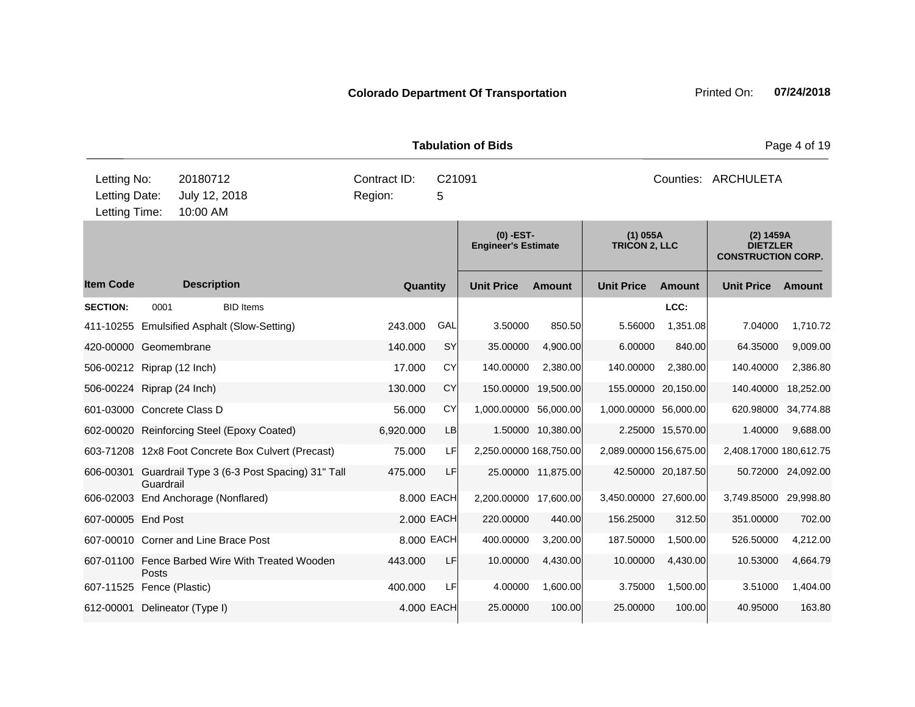**Colorado Department Of Transportation**

Printed On: **07/24/2018**

**Tabulation of Bids**

| | | | | | |
|---|---|---|---|---|---|
| Letting No: | 20180712 | Contract ID: | C21091 | Counties: | ARCHULETA |
| Letting Date: | July 12, 2018 | Region: | 5 | | |
| Letting Time: | 10:00 AM | | | | |

| | | | | (0) -EST- Engineer's Estimate | | (1) 055A TRICON 2, LLC | | (2) 1459A DIETZLER CONSTRUCTION CORP. | |
|---|---|---|---|---|---|---|---|---|---|
| **Item Code** | **Description** | **Quantity** | | **Unit Price** | **Amount** | **Unit Price** | **Amount** | **Unit Price** | **Amount** |
| **SECTION:** | 0001 BID Items | | | | | | LCC: | | |
| 411-10255 | Emulsified Asphalt (Slow-Setting) | 243.000 | GAL | 3.50000 | 850.50 | 5.56000 | 1,351.08 | 7.04000 | 1,710.72 |
| 420-00000 | Geomembrane | 140.000 | SY | 35.00000 | 4,900.00 | 6.00000 | 840.00 | 64.35000 | 9,009.00 |
| 506-00212 | Riprap (12 Inch) | 17.000 | CY | 140.00000 | 2,380.00 | 140.00000 | 2,380.00 | 140.40000 | 2,386.80 |
| 506-00224 | Riprap (24 Inch) | 130.000 | CY | 150.00000 | 19,500.00 | 155.00000 | 20,150.00 | 140.40000 | 18,252.00 |
| 601-03000 | Concrete Class D | 56.000 | CY | 1,000.00000 | 56,000.00 | 1,000.00000 | 56,000.00 | 620.98000 | 34,774.88 |
| 602-00020 | Reinforcing Steel (Epoxy Coated) | 6,920.000 | LB | 1.50000 | 10,380.00 | 2.25000 | 15,570.00 | 1.40000 | 9,688.00 |
| 603-71208 | 12x8 Foot Concrete Box Culvert (Precast) | 75.000 | LF | 2,250.00000 | 168,750.00 | 2,089.00000 | 156,675.00 | 2,408.17000 | 180,612.75 |
| 606-00301 | Guardrail Type 3 (6-3 Post Spacing) 31" Tall Guardrail | 475.000 | LF | 25.00000 | 11,875.00 | 42.50000 | 20,187.50 | 50.72000 | 24,092.00 |
| 606-02003 | End Anchorage (Nonflared) | 8.000 | EACH | 2,200.00000 | 17,600.00 | 3,450.00000 | 27,600.00 | 3,749.85000 | 29,998.80 |
| 607-00005 | End Post | 2.000 | EACH | 220.00000 | 440.00 | 156.25000 | 312.50 | 351.00000 | 702.00 |
| 607-00010 | Corner and Line Brace Post | 8.000 | EACH | 400.00000 | 3,200.00 | 187.50000 | 1,500.00 | 526.50000 | 4,212.00 |
| 607-01100 | Fence Barbed Wire With Treated Wooden Posts | 443.000 | LF | 10.00000 | 4,430.00 | 10.00000 | 4,430.00 | 10.53000 | 4,664.79 |
| 607-11525 | Fence (Plastic) | 400.000 | LF | 4.00000 | 1,600.00 | 3.75000 | 1,500.00 | 3.51000 | 1,404.00 |
| 612-00001 | Delineator (Type I) | 4.000 | EACH | 25.00000 | 100.00 | 25.00000 | 100.00 | 40.95000 | 163.80 |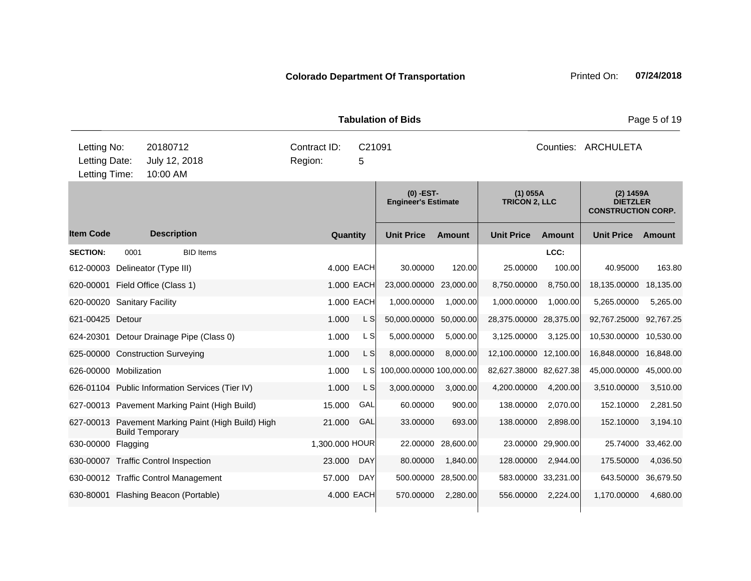**Colorado Department Of Transportation** Printed On: **07/24/2018**

**Tabulation of Bids**

| | | | |
|---|---|---|---|
| Letting No: 20180712 | Contract ID: C21091 | Counties: ARCHULETA |
| Letting Date: July 12, 2018 | Region: 5 | |
| Letting Time: 10:00 AM | | |

| Item Code | Description | Quantity | | (0) -EST- Engineer's Estimate Unit Price | Amount | (1) 055A TRICON 2, LLC Unit Price | Amount | (2) 1459A DIETZLER CONSTRUCTION CORP. Unit Price | Amount |
|---|---|---|---|---|---|---|---|---|---|
| **SECTION:** | 0001 BID Items | | | | | | LCC: | | |
| 612-00003 | Delineator (Type III) | 4.000 | EACH | 30.00000 | 120.00 | 25.00000 | 100.00 | 40.95000 | 163.80 |
| 620-00001 | Field Office (Class 1) | 1.000 | EACH | 23,000.00000 | 23,000.00 | 8,750.00000 | 8,750.00 | 18,135.00000 | 18,135.00 |
| 620-00020 | Sanitary Facility | 1.000 | EACH | 1,000.00000 | 1,000.00 | 1,000.00000 | 1,000.00 | 5,265.00000 | 5,265.00 |
| 621-00425 | Detour | 1.000 | L S | 50,000.00000 | 50,000.00 | 28,375.00000 | 28,375.00 | 92,767.25000 | 92,767.25 |
| 624-20301 | Detour Drainage Pipe (Class 0) | 1.000 | L S | 5,000.00000 | 5,000.00 | 3,125.00000 | 3,125.00 | 10,530.00000 | 10,530.00 |
| 625-00000 | Construction Surveying | 1.000 | L S | 8,000.00000 | 8,000.00 | 12,100.00000 | 12,100.00 | 16,848.00000 | 16,848.00 |
| 626-00000 | Mobilization | 1.000 | L S | 100,000.00000 | 100,000.00 | 82,627.38000 | 82,627.38 | 45,000.00000 | 45,000.00 |
| 626-01104 | Public Information Services (Tier IV) | 1.000 | L S | 3,000.00000 | 3,000.00 | 4,200.00000 | 4,200.00 | 3,510.00000 | 3,510.00 |
| 627-00013 | Pavement Marking Paint (High Build) | 15.000 | GAL | 60.00000 | 900.00 | 138.00000 | 2,070.00 | 152.10000 | 2,281.50 |
| 627-00013 | Pavement Marking Paint (High Build) High Build Temporary | 21.000 | GAL | 33.00000 | 693.00 | 138.00000 | 2,898.00 | 152.10000 | 3,194.10 |
| 630-00000 | Flagging | 1,300.000 | HOUR | 22.00000 | 28,600.00 | 23.00000 | 29,900.00 | 25.74000 | 33,462.00 |
| 630-00007 | Traffic Control Inspection | 23.000 | DAY | 80.00000 | 1,840.00 | 128.00000 | 2,944.00 | 175.50000 | 4,036.50 |
| 630-00012 | Traffic Control Management | 57.000 | DAY | 500.00000 | 28,500.00 | 583.00000 | 33,231.00 | 643.50000 | 36,679.50 |
| 630-80001 | Flashing Beacon (Portable) | 4.000 | EACH | 570.00000 | 2,280.00 | 556.00000 | 2,224.00 | 1,170.00000 | 4,680.00 |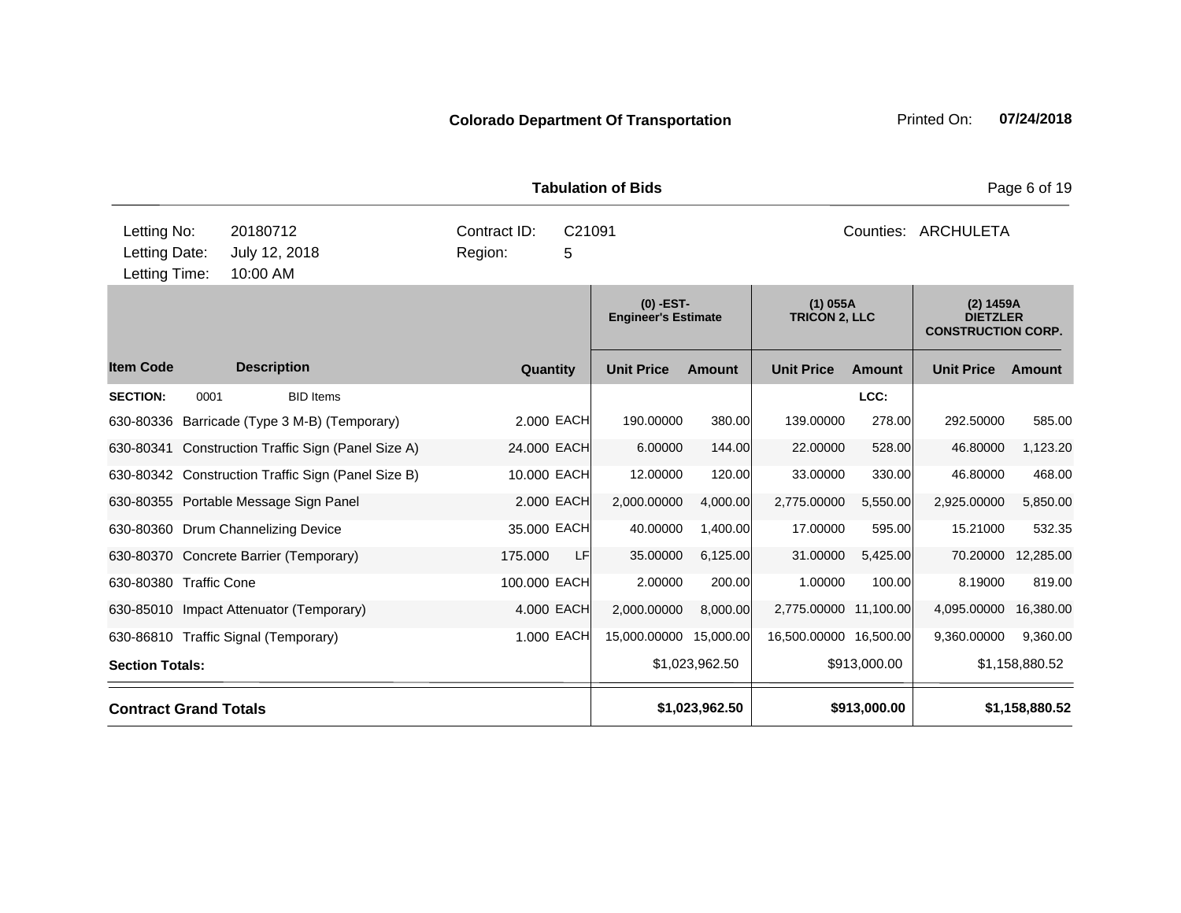**Colorado Department Of Transportation**

Printed On: **07/24/2018**

**Tabulation of Bids**

| | | | |
|---|---|---|---|
| Letting No: | 20180712 | Contract ID: | C21091 |
| Letting Date: | July 12, 2018 | Region: | 5 |
| Letting Time: | 10:00 AM | | |

Counties: ARCHULETA

| Item Code | Description | Quantity | | (0) -EST- Engineer's Estimate Unit Price | Amount | (1) 055A TRICON 2, LLC Unit Price | Amount | (2) 1459A DIETZLER CONSTRUCTION CORP. Unit Price | Amount |
|---|---|---|---|---|---|---|---|---|---|
| **SECTION:** | 0001 BID Items | | | | | | LCC: | | |
| 630-80336 | Barricade (Type 3 M-B) (Temporary) | 2.000 | EACH | 190.00000 | 380.00 | 139.00000 | 278.00 | 292.50000 | 585.00 |
| 630-80341 | Construction Traffic Sign (Panel Size A) | 24.000 | EACH | 6.00000 | 144.00 | 22.00000 | 528.00 | 46.80000 | 1,123.20 |
| 630-80342 | Construction Traffic Sign (Panel Size B) | 10.000 | EACH | 12.00000 | 120.00 | 33.00000 | 330.00 | 46.80000 | 468.00 |
| 630-80355 | Portable Message Sign Panel | 2.000 | EACH | 2,000.00000 | 4,000.00 | 2,775.00000 | 5,550.00 | 2,925.00000 | 5,850.00 |
| 630-80360 | Drum Channelizing Device | 35.000 | EACH | 40.00000 | 1,400.00 | 17.00000 | 595.00 | 15.21000 | 532.35 |
| 630-80370 | Concrete Barrier (Temporary) | 175.000 | LF | 35.00000 | 6,125.00 | 31.00000 | 5,425.00 | 70.20000 | 12,285.00 |
| 630-80380 | Traffic Cone | 100.000 | EACH | 2.00000 | 200.00 | 1.00000 | 100.00 | 8.19000 | 819.00 |
| 630-85010 | Impact Attenuator (Temporary) | 4.000 | EACH | 2,000.00000 | 8,000.00 | 2,775.00000 | 11,100.00 | 4,095.00000 | 16,380.00 |
| 630-86810 | Traffic Signal (Temporary) | 1.000 | EACH | 15,000.00000 | 15,000.00 | 16,500.00000 | 16,500.00 | 9,360.00000 | 9,360.00 |
| **Section Totals:** | | | | | $1,023,962.50 | | $913,000.00 | | $1,158,880.52 |
| **Contract Grand Totals** | | | | | **$1,023,962.50** | | **$913,000.00** | | **$1,158,880.52** |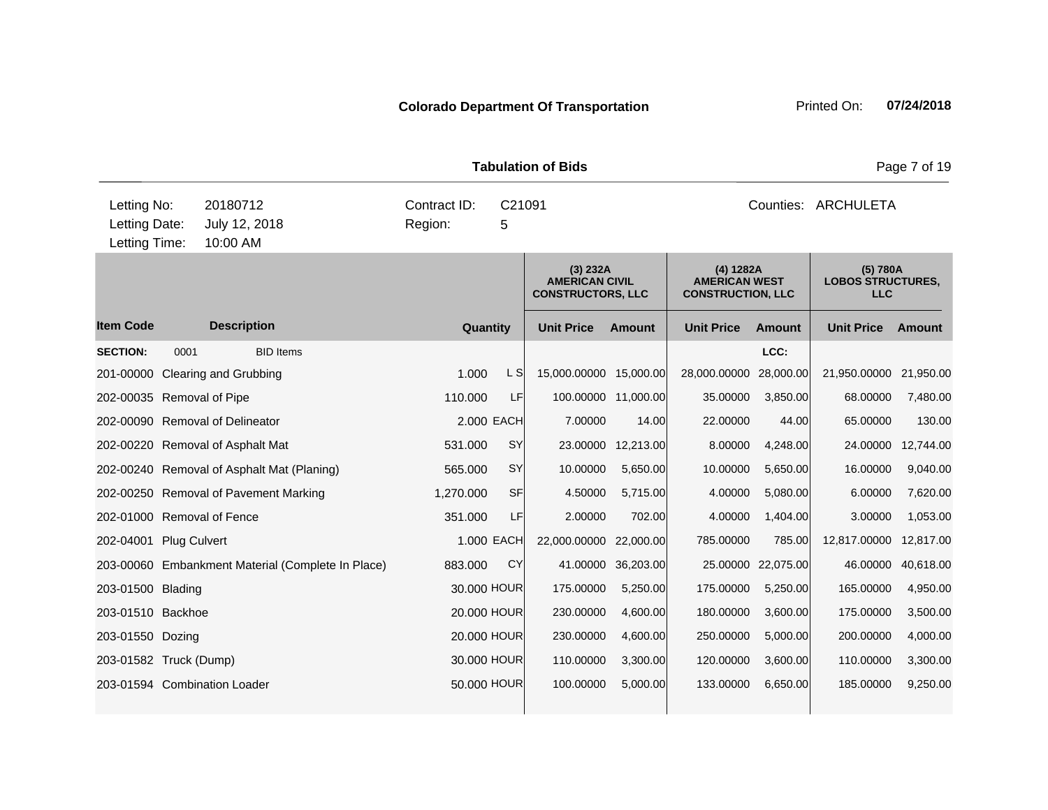**Colorado Department Of Transportation**

Printed On: **07/24/2018**

**Tabulation of Bids**

| | | | |
|---|---|---|---|
| Letting No: | 20180712 | Contract ID: | C21091 |
| Letting Date: | July 12, 2018 | Region: | 5 |
| Letting Time: | 10:00 AM | | |

Counties: ARCHULETA

| Item Code | Description | Quantity | | (3) 232A AMERICAN CIVIL CONSTRUCTORS, LLC | | (4) 1282A AMERICAN WEST CONSTRUCTION, LLC | | (5) 780A LOBOS STRUCTURES, LLC | |
|---|---|---|---|---|---|---|---|---|---|
| | | | | Unit Price | Amount | Unit Price | Amount | Unit Price | Amount |
| **SECTION:** 0001 | BID Items | | | | | | LCC: | | |
| 201-00000 | Clearing and Grubbing | 1.000 | L S | 15,000.00000 | 15,000.00 | 28,000.00000 | 28,000.00 | 21,950.00000 | 21,950.00 |
| 202-00035 | Removal of Pipe | 110.000 | LF | 100.00000 | 11,000.00 | 35.00000 | 3,850.00 | 68.00000 | 7,480.00 |
| 202-00090 | Removal of Delineator | 2.000 | EACH | 7.00000 | 14.00 | 22.00000 | 44.00 | 65.00000 | 130.00 |
| 202-00220 | Removal of Asphalt Mat | 531.000 | SY | 23.00000 | 12,213.00 | 8.00000 | 4,248.00 | 24.00000 | 12,744.00 |
| 202-00240 | Removal of Asphalt Mat (Planing) | 565.000 | SY | 10.00000 | 5,650.00 | 10.00000 | 5,650.00 | 16.00000 | 9,040.00 |
| 202-00250 | Removal of Pavement Marking | 1,270.000 | SF | 4.50000 | 5,715.00 | 4.00000 | 5,080.00 | 6.00000 | 7,620.00 |
| 202-01000 | Removal of Fence | 351.000 | LF | 2.00000 | 702.00 | 4.00000 | 1,404.00 | 3.00000 | 1,053.00 |
| 202-04001 | Plug Culvert | 1.000 | EACH | 22,000.00000 | 22,000.00 | 785.00000 | 785.00 | 12,817.00000 | 12,817.00 |
| 203-00060 | Embankment Material (Complete In Place) | 883.000 | CY | 41.00000 | 36,203.00 | 25.00000 | 22,075.00 | 46.00000 | 40,618.00 |
| 203-01500 | Blading | 30.000 | HOUR | 175.00000 | 5,250.00 | 175.00000 | 5,250.00 | 165.00000 | 4,950.00 |
| 203-01510 | Backhoe | 20.000 | HOUR | 230.00000 | 4,600.00 | 180.00000 | 3,600.00 | 175.00000 | 3,500.00 |
| 203-01550 | Dozing | 20.000 | HOUR | 230.00000 | 4,600.00 | 250.00000 | 5,000.00 | 200.00000 | 4,000.00 |
| 203-01582 | Truck (Dump) | 30.000 | HOUR | 110.00000 | 3,300.00 | 120.00000 | 3,600.00 | 110.00000 | 3,300.00 |
| 203-01594 | Combination Loader | 50.000 | HOUR | 100.00000 | 5,000.00 | 133.00000 | 6,650.00 | 185.00000 | 9,250.00 |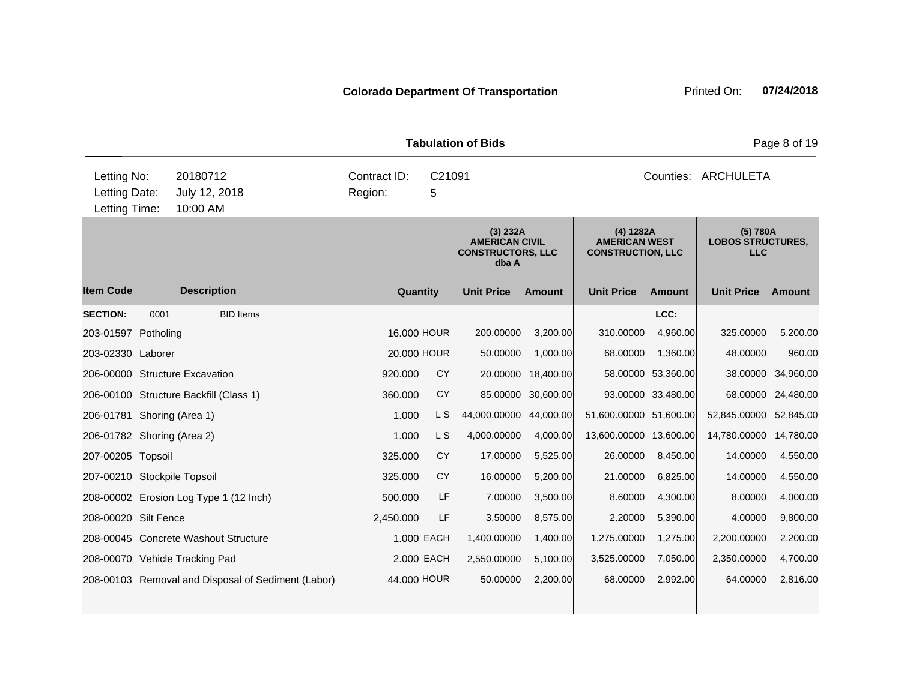**Colorado Department Of Transportation**

Printed On: **07/24/2018**

**Tabulation of Bids**

| | | | |
|---|---|---|---|
| Letting No: | 20180712 | Contract ID: | C21091 |
| Letting Date: | July 12, 2018 | Region: | 5 |
| Letting Time: | 10:00 AM | | |

Counties: ARCHULETA

| Item Code | Description | Quantity | | (3) 232A AMERICAN CIVIL CONSTRUCTORS, LLC dba A | | (4) 1282A AMERICAN WEST CONSTRUCTION, LLC | | (5) 780A LOBOS STRUCTURES, LLC | |
|---|---|---|---|---|---|---|---|---|---|
| | | | | Unit Price | Amount | Unit Price | Amount | Unit Price | Amount |
| **SECTION:** | 0001 BID Items | | | | | | LCC: | | |
| 203-01597 | Potholing | 16.000 | HOUR | 200.00000 | 3,200.00 | 310.00000 | 4,960.00 | 325.00000 | 5,200.00 |
| 203-02330 | Laborer | 20.000 | HOUR | 50.00000 | 1,000.00 | 68.00000 | 1,360.00 | 48.00000 | 960.00 |
| 206-00000 | Structure Excavation | 920.000 | CY | 20.00000 | 18,400.00 | 58.00000 | 53,360.00 | 38.00000 | 34,960.00 |
| 206-00100 | Structure Backfill (Class 1) | 360.000 | CY | 85.00000 | 30,600.00 | 93.00000 | 33,480.00 | 68.00000 | 24,480.00 |
| 206-01781 | Shoring (Area 1) | 1.000 | L S | 44,000.00000 | 44,000.00 | 51,600.00000 | 51,600.00 | 52,845.00000 | 52,845.00 |
| 206-01782 | Shoring (Area 2) | 1.000 | L S | 4,000.00000 | 4,000.00 | 13,600.00000 | 13,600.00 | 14,780.00000 | 14,780.00 |
| 207-00205 | Topsoil | 325.000 | CY | 17.00000 | 5,525.00 | 26.00000 | 8,450.00 | 14.00000 | 4,550.00 |
| 207-00210 | Stockpile Topsoil | 325.000 | CY | 16.00000 | 5,200.00 | 21.00000 | 6,825.00 | 14.00000 | 4,550.00 |
| 208-00002 | Erosion Log Type 1 (12 Inch) | 500.000 | LF | 7.00000 | 3,500.00 | 8.60000 | 4,300.00 | 8.00000 | 4,000.00 |
| 208-00020 | Silt Fence | 2,450.000 | LF | 3.50000 | 8,575.00 | 2.20000 | 5,390.00 | 4.00000 | 9,800.00 |
| 208-00045 | Concrete Washout Structure | 1.000 | EACH | 1,400.00000 | 1,400.00 | 1,275.00000 | 1,275.00 | 2,200.00000 | 2,200.00 |
| 208-00070 | Vehicle Tracking Pad | 2.000 | EACH | 2,550.00000 | 5,100.00 | 3,525.00000 | 7,050.00 | 2,350.00000 | 4,700.00 |
| 208-00103 | Removal and Disposal of Sediment (Labor) | 44.000 | HOUR | 50.00000 | 2,200.00 | 68.00000 | 2,992.00 | 64.00000 | 2,816.00 |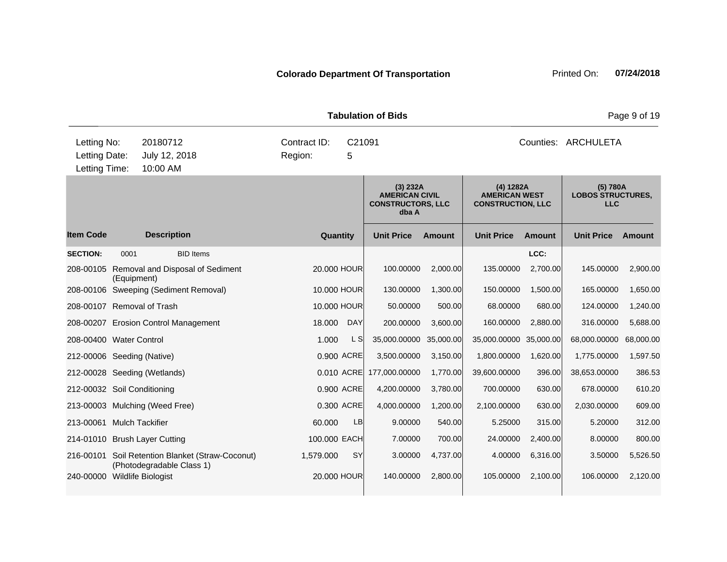**Colorado Department Of Transportation**

Printed On: **07/24/2018**

**Tabulation of Bids**

| | | | |
|---|---|---|---|
| Letting No: | 20180712 | Contract ID: | C21091 |
| Letting Date: | July 12, 2018 | Region: | 5 |
| Letting Time: | 10:00 AM | | |

Counties: ARCHULETA

| Item Code | Description | Quantity | | (3) 232A AMERICAN CIVIL CONSTRUCTORS, LLC dba A | | (4) 1282A AMERICAN WEST CONSTRUCTION, LLC | | (5) 780A LOBOS STRUCTURES, LLC | |
|---|---|---|---|---|---|---|---|---|---|
| | | | | Unit Price | Amount | Unit Price | Amount | Unit Price | Amount |
| **SECTION:** | 0001 BID Items | | | | | | LCC: | | |
| 208-00105 | Removal and Disposal of Sediment (Equipment) | 20.000 | HOUR | 100.00000 | 2,000.00 | 135.00000 | 2,700.00 | 145.00000 | 2,900.00 |
| 208-00106 | Sweeping (Sediment Removal) | 10.000 | HOUR | 130.00000 | 1,300.00 | 150.00000 | 1,500.00 | 165.00000 | 1,650.00 |
| 208-00107 | Removal of Trash | 10.000 | HOUR | 50.00000 | 500.00 | 68.00000 | 680.00 | 124.00000 | 1,240.00 |
| 208-00207 | Erosion Control Management | 18.000 | DAY | 200.00000 | 3,600.00 | 160.00000 | 2,880.00 | 316.00000 | 5,688.00 |
| 208-00400 | Water Control | 1.000 | L S | 35,000.00000 | 35,000.00 | 35,000.00000 | 35,000.00 | 68,000.00000 | 68,000.00 |
| 212-00006 | Seeding (Native) | 0.900 | ACRE | 3,500.00000 | 3,150.00 | 1,800.00000 | 1,620.00 | 1,775.00000 | 1,597.50 |
| 212-00028 | Seeding (Wetlands) | 0.010 | ACRE | 177,000.00000 | 1,770.00 | 39,600.00000 | 396.00 | 38,653.00000 | 386.53 |
| 212-00032 | Soil Conditioning | 0.900 | ACRE | 4,200.00000 | 3,780.00 | 700.00000 | 630.00 | 678.00000 | 610.20 |
| 213-00003 | Mulching (Weed Free) | 0.300 | ACRE | 4,000.00000 | 1,200.00 | 2,100.00000 | 630.00 | 2,030.00000 | 609.00 |
| 213-00061 | Mulch Tackifier | 60.000 | LB | 9.00000 | 540.00 | 5.25000 | 315.00 | 5.20000 | 312.00 |
| 214-01010 | Brush Layer Cutting | 100.000 | EACH | 7.00000 | 700.00 | 24.00000 | 2,400.00 | 8.00000 | 800.00 |
| 216-00101 | Soil Retention Blanket (Straw-Coconut) (Photodegradable Class 1) | 1,579.000 | SY | 3.00000 | 4,737.00 | 4.00000 | 6,316.00 | 3.50000 | 5,526.50 |
| 240-00000 | Wildlife Biologist | 20.000 | HOUR | 140.00000 | 2,800.00 | 105.00000 | 2,100.00 | 106.00000 | 2,120.00 |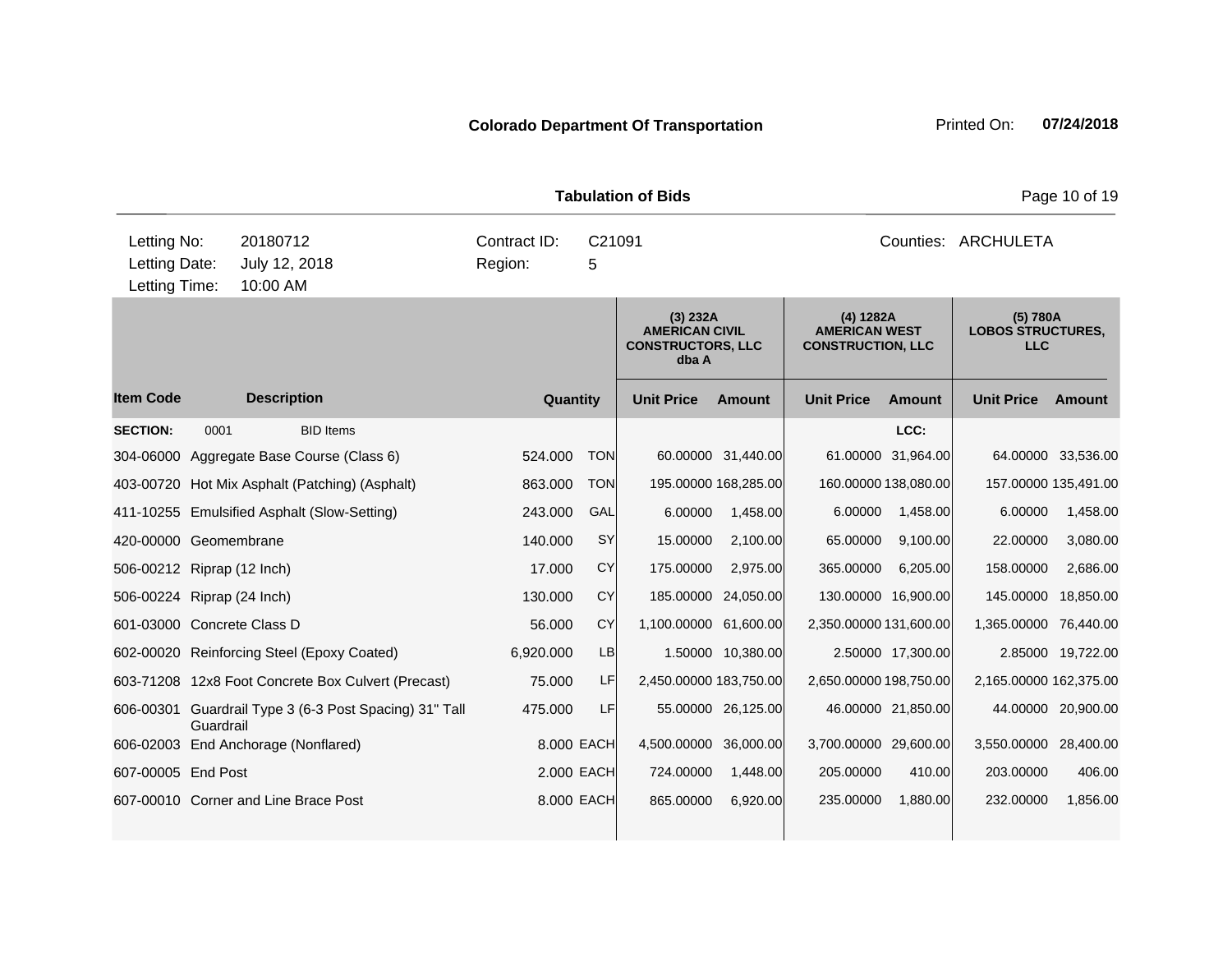**Colorado Department Of Transportation** Printed On: **07/24/2018**

**Tabulation of Bids**

| | | | |
|---|---|---|---|
| Letting No: | 20180712 | Contract ID: | C21091 |
| Letting Date: | July 12, 2018 | Region: | 5 |
| Letting Time: | 10:00 AM | | |

Counties: ARCHULETA

| Item Code | Description | Quantity | | (3) 232A AMERICAN CIVIL CONSTRUCTORS, LLC dba A | | (4) 1282A AMERICAN WEST CONSTRUCTION, LLC | | (5) 780A LOBOS STRUCTURES, LLC | |
|---|---|---|---|---|---|---|---|---|---|
| | | | | Unit Price | Amount | Unit Price | Amount | Unit Price | Amount |
| **SECTION:** | 0001 BID Items | | | | | | LCC: | | |
| 304-06000 | Aggregate Base Course (Class 6) | 524.000 | TON | 60.00000 | 31,440.00 | 61.00000 | 31,964.00 | 64.00000 | 33,536.00 |
| 403-00720 | Hot Mix Asphalt (Patching) (Asphalt) | 863.000 | TON | 195.00000 | 168,285.00 | 160.00000 | 138,080.00 | 157.00000 | 135,491.00 |
| 411-10255 | Emulsified Asphalt (Slow-Setting) | 243.000 | GAL | 6.00000 | 1,458.00 | 6.00000 | 1,458.00 | 6.00000 | 1,458.00 |
| 420-00000 | Geomembrane | 140.000 | SY | 15.00000 | 2,100.00 | 65.00000 | 9,100.00 | 22.00000 | 3,080.00 |
| 506-00212 | Riprap (12 Inch) | 17.000 | CY | 175.00000 | 2,975.00 | 365.00000 | 6,205.00 | 158.00000 | 2,686.00 |
| 506-00224 | Riprap (24 Inch) | 130.000 | CY | 185.00000 | 24,050.00 | 130.00000 | 16,900.00 | 145.00000 | 18,850.00 |
| 601-03000 | Concrete Class D | 56.000 | CY | 1,100.00000 | 61,600.00 | 2,350.00000 | 131,600.00 | 1,365.00000 | 76,440.00 |
| 602-00020 | Reinforcing Steel (Epoxy Coated) | 6,920.000 | LB | 1.50000 | 10,380.00 | 2.50000 | 17,300.00 | 2.85000 | 19,722.00 |
| 603-71208 | 12x8 Foot Concrete Box Culvert (Precast) | 75.000 | LF | 2,450.00000 | 183,750.00 | 2,650.00000 | 198,750.00 | 2,165.00000 | 162,375.00 |
| 606-00301 | Guardrail Type 3 (6-3 Post Spacing) 31" Tall Guardrail | 475.000 | LF | 55.00000 | 26,125.00 | 46.00000 | 21,850.00 | 44.00000 | 20,900.00 |
| 606-02003 | End Anchorage (Nonflared) | 8.000 | EACH | 4,500.00000 | 36,000.00 | 3,700.00000 | 29,600.00 | 3,550.00000 | 28,400.00 |
| 607-00005 | End Post | 2.000 | EACH | 724.00000 | 1,448.00 | 205.00000 | 410.00 | 203.00000 | 406.00 |
| 607-00010 | Corner and Line Brace Post | 8.000 | EACH | 865.00000 | 6,920.00 | 235.00000 | 1,880.00 | 232.00000 | 1,856.00 |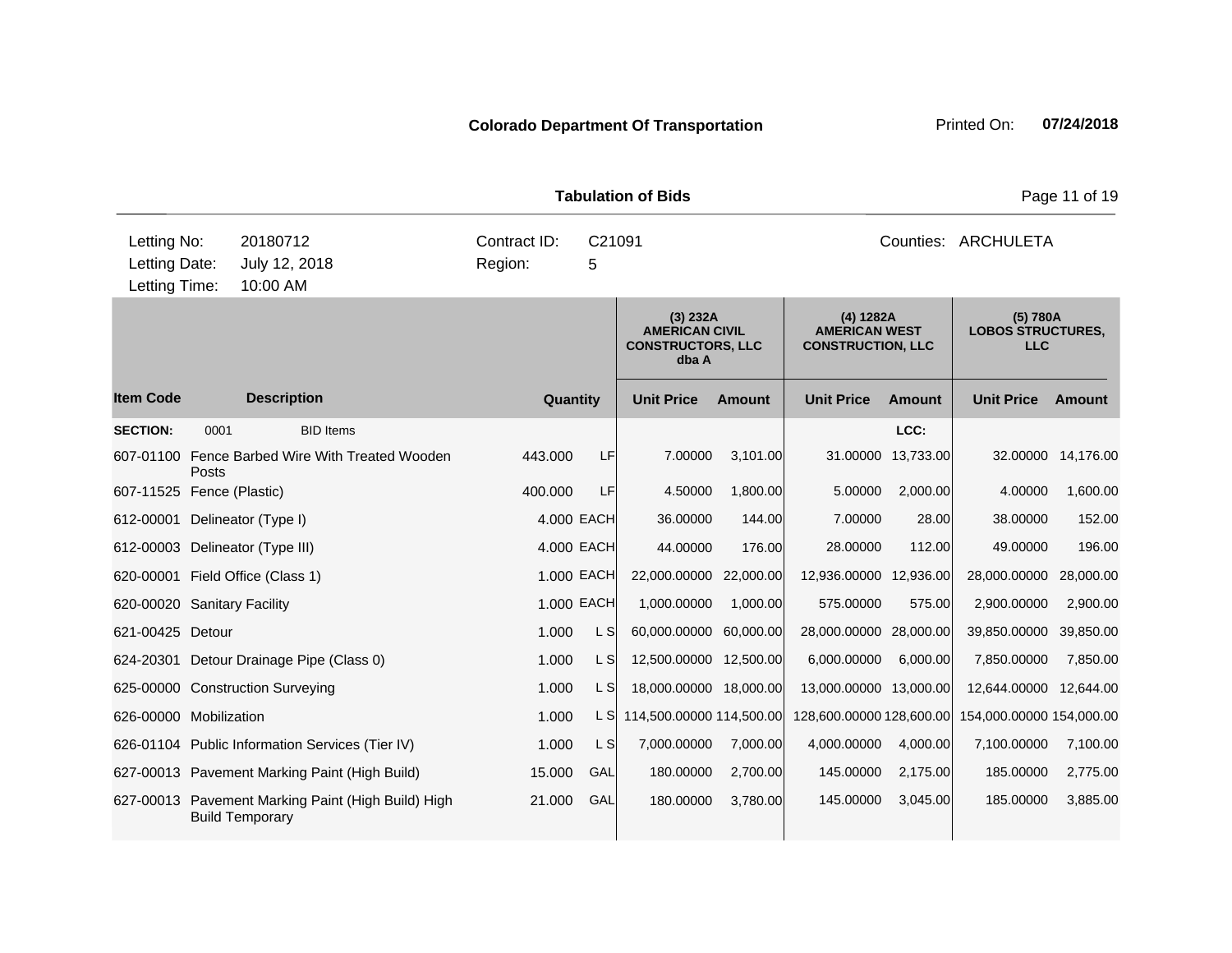**Colorado Department Of Transportation** Printed On: **07/24/2018**

**Tabulation of Bids**

| | | | | | |
|---|---|---|---|---|---|
| Letting No: | 20180712 | Contract ID: | C21091 | Counties: | ARCHULETA |
| Letting Date: | July 12, 2018 | Region: | 5 | | |
| Letting Time: | 10:00 AM | | | | |

| Item Code | Description | Quantity | | (3) 232A AMERICAN CIVIL CONSTRUCTORS, LLC dba A | | (4) 1282A AMERICAN WEST CONSTRUCTION, LLC | | (5) 780A LOBOS STRUCTURES, LLC | |
|---|---|---|---|---|---|---|---|---|---|
| | | | | Unit Price | Amount | Unit Price | Amount | Unit Price | Amount |
| **SECTION:** | 0001 BID Items | | | | | | LCC: | | |
| 607-01100 | Fence Barbed Wire With Treated Wooden Posts | 443.000 | LF | 7.00000 | 3,101.00 | 31.00000 | 13,733.00 | 32.00000 | 14,176.00 |
| 607-11525 | Fence (Plastic) | 400.000 | LF | 4.50000 | 1,800.00 | 5.00000 | 2,000.00 | 4.00000 | 1,600.00 |
| 612-00001 | Delineator (Type I) | 4.000 | EACH | 36.00000 | 144.00 | 7.00000 | 28.00 | 38.00000 | 152.00 |
| 612-00003 | Delineator (Type III) | 4.000 | EACH | 44.00000 | 176.00 | 28.00000 | 112.00 | 49.00000 | 196.00 |
| 620-00001 | Field Office (Class 1) | 1.000 | EACH | 22,000.00000 | 22,000.00 | 12,936.00000 | 12,936.00 | 28,000.00000 | 28,000.00 |
| 620-00020 | Sanitary Facility | 1.000 | EACH | 1,000.00000 | 1,000.00 | 575.00000 | 575.00 | 2,900.00000 | 2,900.00 |
| 621-00425 | Detour | 1.000 | L S | 60,000.00000 | 60,000.00 | 28,000.00000 | 28,000.00 | 39,850.00000 | 39,850.00 |
| 624-20301 | Detour Drainage Pipe (Class 0) | 1.000 | L S | 12,500.00000 | 12,500.00 | 6,000.00000 | 6,000.00 | 7,850.00000 | 7,850.00 |
| 625-00000 | Construction Surveying | 1.000 | L S | 18,000.00000 | 18,000.00 | 13,000.00000 | 13,000.00 | 12,644.00000 | 12,644.00 |
| 626-00000 | Mobilization | 1.000 | L S | 114,500.00000 | 114,500.00 | 128,600.00000 | 128,600.00 | 154,000.00000 | 154,000.00 |
| 626-01104 | Public Information Services (Tier IV) | 1.000 | L S | 7,000.00000 | 7,000.00 | 4,000.00000 | 4,000.00 | 7,100.00000 | 7,100.00 |
| 627-00013 | Pavement Marking Paint (High Build) | 15.000 | GAL | 180.00000 | 2,700.00 | 145.00000 | 2,175.00 | 185.00000 | 2,775.00 |
| 627-00013 | Pavement Marking Paint (High Build) High Build Temporary | 21.000 | GAL | 180.00000 | 3,780.00 | 145.00000 | 3,045.00 | 185.00000 | 3,885.00 |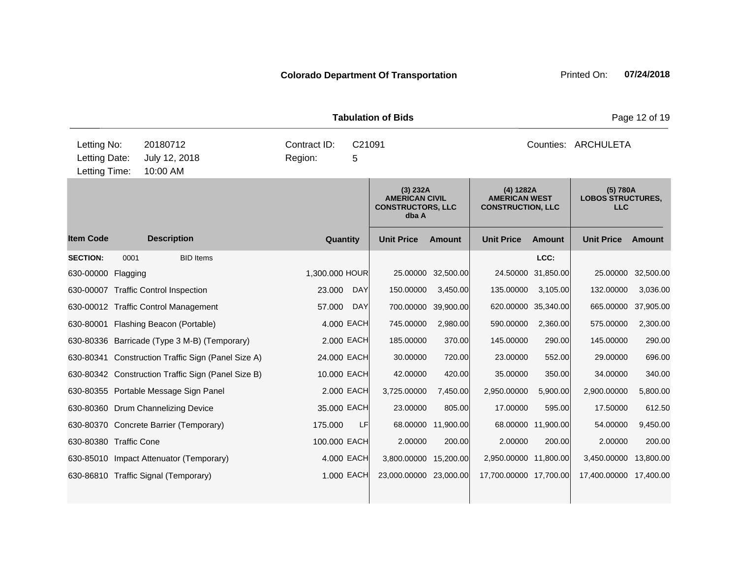**Colorado Department Of Transportation**

Printed On: **07/24/2018**

**Tabulation of Bids**

Letting No: 20180712
Letting Date: July 12, 2018
Letting Time: 10:00 AM

Contract ID: C21091
Region: 5

Counties: ARCHULETA

| Item Code | Description | Quantity | | (3) 232A AMERICAN CIVIL CONSTRUCTORS, LLC dba A | | (4) 1282A AMERICAN WEST CONSTRUCTION, LLC | | (5) 780A LOBOS STRUCTURES, LLC | |
|---|---|---|---|---|---|---|---|---|---|
| | | | | Unit Price | Amount | Unit Price | Amount | Unit Price | Amount |
| **SECTION:** 0001 | BID Items | | | | | | LCC: | | |
| 630-00000 | Flagging | 1,300.000 | HOUR | 25.00000 | 32,500.00 | 24.50000 | 31,850.00 | 25.00000 | 32,500.00 |
| 630-00007 | Traffic Control Inspection | 23.000 | DAY | 150.00000 | 3,450.00 | 135.00000 | 3,105.00 | 132.00000 | 3,036.00 |
| 630-00012 | Traffic Control Management | 57.000 | DAY | 700.00000 | 39,900.00 | 620.00000 | 35,340.00 | 665.00000 | 37,905.00 |
| 630-80001 | Flashing Beacon (Portable) | 4.000 | EACH | 745.00000 | 2,980.00 | 590.00000 | 2,360.00 | 575.00000 | 2,300.00 |
| 630-80336 | Barricade (Type 3 M-B) (Temporary) | 2.000 | EACH | 185.00000 | 370.00 | 145.00000 | 290.00 | 145.00000 | 290.00 |
| 630-80341 | Construction Traffic Sign (Panel Size A) | 24.000 | EACH | 30.00000 | 720.00 | 23.00000 | 552.00 | 29.00000 | 696.00 |
| 630-80342 | Construction Traffic Sign (Panel Size B) | 10.000 | EACH | 42.00000 | 420.00 | 35.00000 | 350.00 | 34.00000 | 340.00 |
| 630-80355 | Portable Message Sign Panel | 2.000 | EACH | 3,725.00000 | 7,450.00 | 2,950.00000 | 5,900.00 | 2,900.00000 | 5,800.00 |
| 630-80360 | Drum Channelizing Device | 35.000 | EACH | 23.00000 | 805.00 | 17.00000 | 595.00 | 17.50000 | 612.50 |
| 630-80370 | Concrete Barrier (Temporary) | 175.000 | LF | 68.00000 | 11,900.00 | 68.00000 | 11,900.00 | 54.00000 | 9,450.00 |
| 630-80380 | Traffic Cone | 100.000 | EACH | 2.00000 | 200.00 | 2.00000 | 200.00 | 2.00000 | 200.00 |
| 630-85010 | Impact Attenuator (Temporary) | 4.000 | EACH | 3,800.00000 | 15,200.00 | 2,950.00000 | 11,800.00 | 3,450.00000 | 13,800.00 |
| 630-86810 | Traffic Signal (Temporary) | 1.000 | EACH | 23,000.00000 | 23,000.00 | 17,700.00000 | 17,700.00 | 17,400.00000 | 17,400.00 |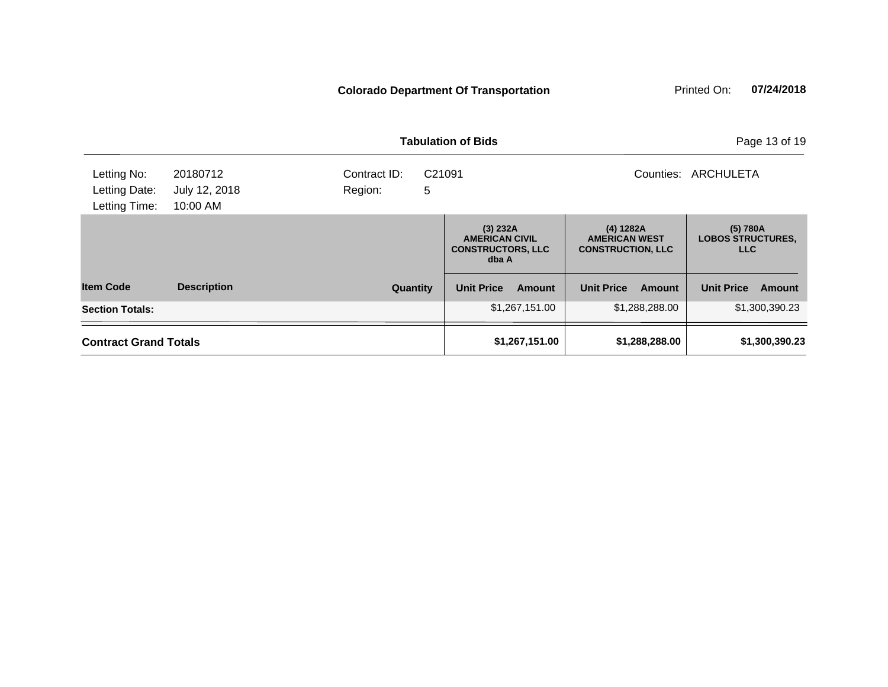**Colorado Department Of Transportation** Printed On: **07/24/2018**

**Tabulation of Bids**

| | | | | |
|---|---|---|---|---|
| Letting No: | 20180712 | Contract ID: | C21091 | Counties: ARCHULETA |
| Letting Date: | July 12, 2018 | Region: | 5 | |
| Letting Time: | 10:00 AM | | | |

| | | | (3) 232A AMERICAN CIVIL CONSTRUCTORS, LLC dba A | | (4) 1282A AMERICAN WEST CONSTRUCTION, LLC | | (5) 780A LOBOS STRUCTURES, LLC | |
|---|---|---|---|---|---|---|---|---|
| **Item Code** | **Description** | **Quantity** | **Unit Price** | **Amount** | **Unit Price** | **Amount** | **Unit Price** | **Amount** |
| **Section Totals:** | | | | $1,267,151.00 | | $1,288,288.00 | | $1,300,390.23 |
| **Contract Grand Totals** | | | | **$1,267,151.00** | | **$1,288,288.00** | | **$1,300,390.23** |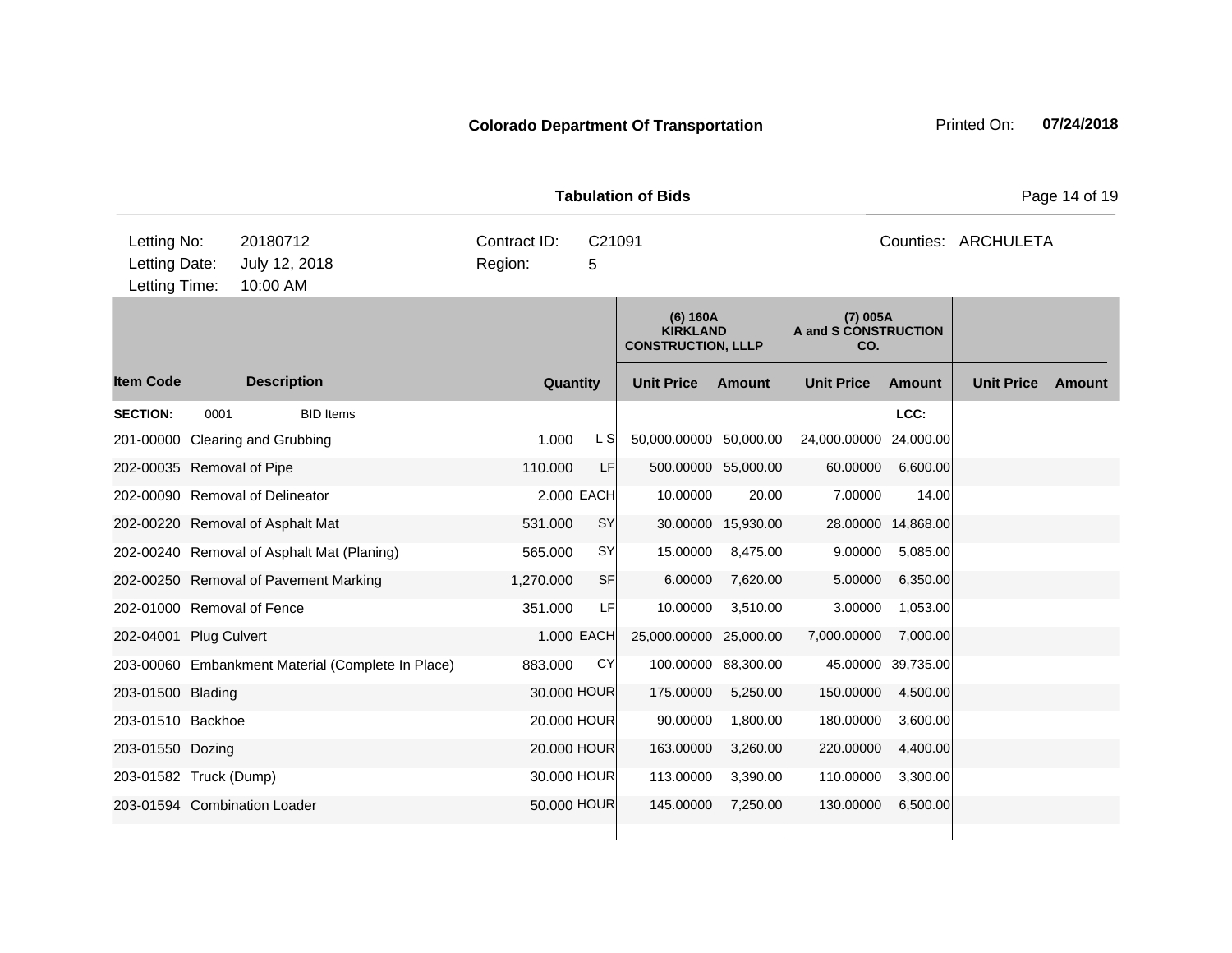**Colorado Department Of Transportation** Printed On: **07/24/2018**

**Tabulation of Bids**

| Letting No: | 20180712 | Contract ID: | C21091 | Counties: | ARCHULETA |
|---|---|---|---|---|---|
| Letting Date: | July 12, 2018 | Region: | 5 | | |
| Letting Time: | 10:00 AM | | | | |

| Item Code | Description | Quantity | | (6) 160A KIRKLAND CONSTRUCTION, LLLP Unit Price | Amount | (7) 005A A and S CONSTRUCTION CO. Unit Price | Amount | Unit Price | Amount |
|---|---|---|---|---|---|---|---|---|---|
| **SECTION:** 0001 | BID Items | | | | | | LCC: | | |
| 201-00000 | Clearing and Grubbing | 1.000 | L S | 50,000.00000 | 50,000.00 | 24,000.00000 | 24,000.00 | | |
| 202-00035 | Removal of Pipe | 110.000 | LF | 500.00000 | 55,000.00 | 60.00000 | 6,600.00 | | |
| 202-00090 | Removal of Delineator | 2.000 | EACH | 10.00000 | 20.00 | 7.00000 | 14.00 | | |
| 202-00220 | Removal of Asphalt Mat | 531.000 | SY | 30.00000 | 15,930.00 | 28.00000 | 14,868.00 | | |
| 202-00240 | Removal of Asphalt Mat (Planing) | 565.000 | SY | 15.00000 | 8,475.00 | 9.00000 | 5,085.00 | | |
| 202-00250 | Removal of Pavement Marking | 1,270.000 | SF | 6.00000 | 7,620.00 | 5.00000 | 6,350.00 | | |
| 202-01000 | Removal of Fence | 351.000 | LF | 10.00000 | 3,510.00 | 3.00000 | 1,053.00 | | |
| 202-04001 | Plug Culvert | 1.000 | EACH | 25,000.00000 | 25,000.00 | 7,000.00000 | 7,000.00 | | |
| 203-00060 | Embankment Material (Complete In Place) | 883.000 | CY | 100.00000 | 88,300.00 | 45.00000 | 39,735.00 | | |
| 203-01500 | Blading | 30.000 | HOUR | 175.00000 | 5,250.00 | 150.00000 | 4,500.00 | | |
| 203-01510 | Backhoe | 20.000 | HOUR | 90.00000 | 1,800.00 | 180.00000 | 3,600.00 | | |
| 203-01550 | Dozing | 20.000 | HOUR | 163.00000 | 3,260.00 | 220.00000 | 4,400.00 | | |
| 203-01582 | Truck (Dump) | 30.000 | HOUR | 113.00000 | 3,390.00 | 110.00000 | 3,300.00 | | |
| 203-01594 | Combination Loader | 50.000 | HOUR | 145.00000 | 7,250.00 | 130.00000 | 6,500.00 | | |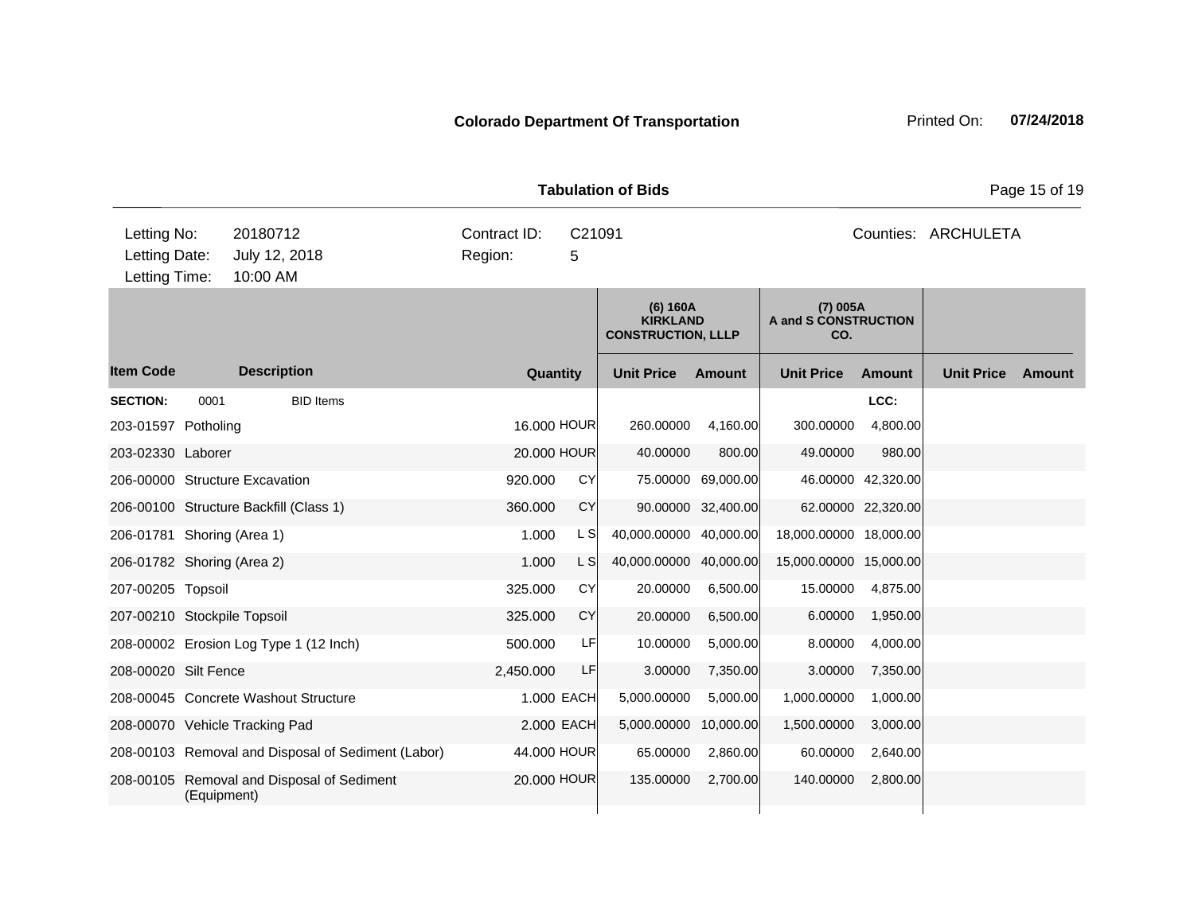**Colorado Department Of Transportation** Printed On: **07/24/2018**

**Tabulation of Bids**

| Letting No: | 20180712 | Contract ID: | C21091 | Counties: | ARCHULETA |
|---|---|---|---|---|---|
| Letting Date: | July 12, 2018 | Region: | 5 | | |
| Letting Time: | 10:00 AM | | | | |

| | | | | (6) 160A KIRKLAND CONSTRUCTION, LLLP | | (7) 005A A and S CONSTRUCTION CO. | | | |
|---|---|---|---|---|---|---|---|---|---|
| **Item Code** | **Description** | **Quantity** | | **Unit Price** | **Amount** | **Unit Price** | **Amount** | **Unit Price** | **Amount** |
| **SECTION:** | 0001 BID Items | | | | | | LCC: | | |
| 203-01597 | Potholing | 16.000 | HOUR | 260.00000 | 4,160.00 | 300.00000 | 4,800.00 | | |
| 203-02330 | Laborer | 20.000 | HOUR | 40.00000 | 800.00 | 49.00000 | 980.00 | | |
| 206-00000 | Structure Excavation | 920.000 | CY | 75.00000 | 69,000.00 | 46.00000 | 42,320.00 | | |
| 206-00100 | Structure Backfill (Class 1) | 360.000 | CY | 90.00000 | 32,400.00 | 62.00000 | 22,320.00 | | |
| 206-01781 | Shoring (Area 1) | 1.000 | L S | 40,000.00000 | 40,000.00 | 18,000.00000 | 18,000.00 | | |
| 206-01782 | Shoring (Area 2) | 1.000 | L S | 40,000.00000 | 40,000.00 | 15,000.00000 | 15,000.00 | | |
| 207-00205 | Topsoil | 325.000 | CY | 20.00000 | 6,500.00 | 15.00000 | 4,875.00 | | |
| 207-00210 | Stockpile Topsoil | 325.000 | CY | 20.00000 | 6,500.00 | 6.00000 | 1,950.00 | | |
| 208-00002 | Erosion Log Type 1 (12 Inch) | 500.000 | LF | 10.00000 | 5,000.00 | 8.00000 | 4,000.00 | | |
| 208-00020 | Silt Fence | 2,450.000 | LF | 3.00000 | 7,350.00 | 3.00000 | 7,350.00 | | |
| 208-00045 | Concrete Washout Structure | 1.000 | EACH | 5,000.00000 | 5,000.00 | 1,000.00000 | 1,000.00 | | |
| 208-00070 | Vehicle Tracking Pad | 2.000 | EACH | 5,000.00000 | 10,000.00 | 1,500.00000 | 3,000.00 | | |
| 208-00103 | Removal and Disposal of Sediment (Labor) | 44.000 | HOUR | 65.00000 | 2,860.00 | 60.00000 | 2,640.00 | | |
| 208-00105 | Removal and Disposal of Sediment (Equipment) | 20.000 | HOUR | 135.00000 | 2,700.00 | 140.00000 | 2,800.00 | | |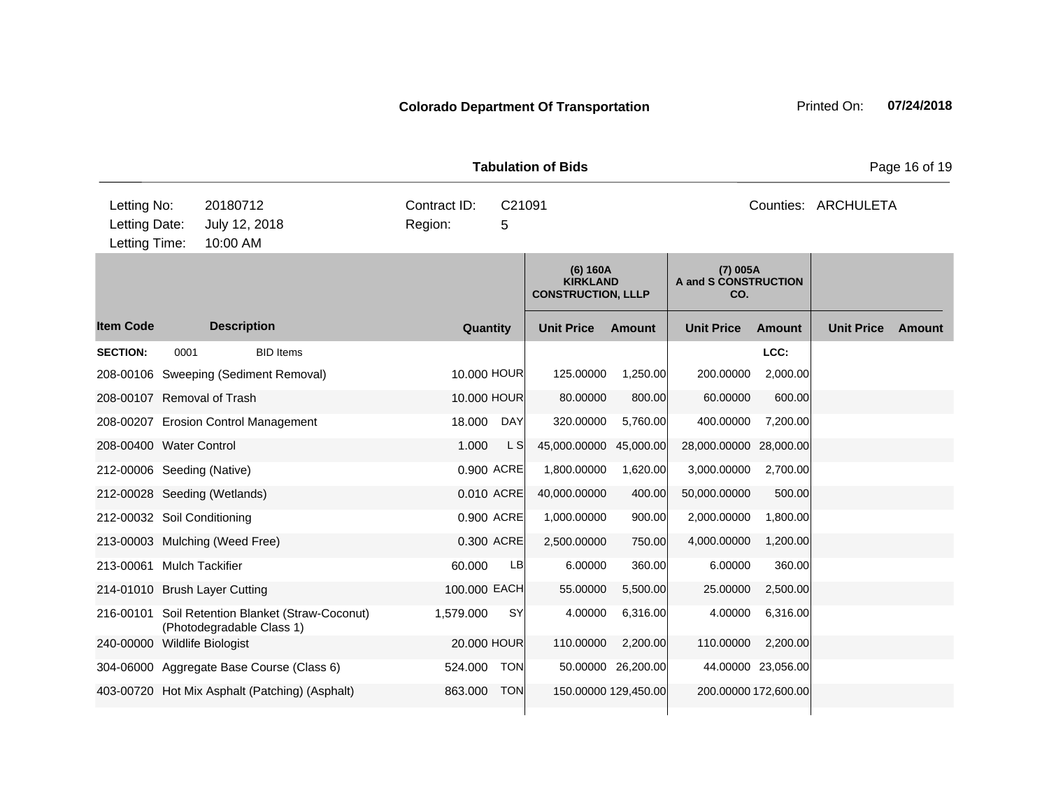**Colorado Department Of Transportation**

Printed On: **07/24/2018**

**Tabulation of Bids**

| | | | | |
|---|---|---|---|---|
| Letting No: | 20180712 | Contract ID: | C21091 | Counties: ARCHULETA |
| Letting Date: | July 12, 2018 | Region: | 5 | |
| Letting Time: | 10:00 AM | | | |

| | | | | (6) 160A KIRKLAND CONSTRUCTION, LLLP | | (7) 005A A and S CONSTRUCTION CO. | | | |
|---|---|---|---|---|---|---|---|---|---|
| **Item Code** | **Description** | **Quantity** | | **Unit Price** | **Amount** | **Unit Price** | **Amount** | **Unit Price** | **Amount** |
| **SECTION:** | 0001 BID Items | | | | | | LCC: | | |
| 208-00106 | Sweeping (Sediment Removal) | 10.000 | HOUR | 125.00000 | 1,250.00 | 200.00000 | 2,000.00 | | |
| 208-00107 | Removal of Trash | 10.000 | HOUR | 80.00000 | 800.00 | 60.00000 | 600.00 | | |
| 208-00207 | Erosion Control Management | 18.000 | DAY | 320.00000 | 5,760.00 | 400.00000 | 7,200.00 | | |
| 208-00400 | Water Control | 1.000 | L S | 45,000.00000 | 45,000.00 | 28,000.00000 | 28,000.00 | | |
| 212-00006 | Seeding (Native) | 0.900 | ACRE | 1,800.00000 | 1,620.00 | 3,000.00000 | 2,700.00 | | |
| 212-00028 | Seeding (Wetlands) | 0.010 | ACRE | 40,000.00000 | 400.00 | 50,000.00000 | 500.00 | | |
| 212-00032 | Soil Conditioning | 0.900 | ACRE | 1,000.00000 | 900.00 | 2,000.00000 | 1,800.00 | | |
| 213-00003 | Mulching (Weed Free) | 0.300 | ACRE | 2,500.00000 | 750.00 | 4,000.00000 | 1,200.00 | | |
| 213-00061 | Mulch Tackifier | 60.000 | LB | 6.00000 | 360.00 | 6.00000 | 360.00 | | |
| 214-01010 | Brush Layer Cutting | 100.000 | EACH | 55.00000 | 5,500.00 | 25.00000 | 2,500.00 | | |
| 216-00101 | Soil Retention Blanket (Straw-Coconut) (Photodegradable Class 1) | 1,579.000 | SY | 4.00000 | 6,316.00 | 4.00000 | 6,316.00 | | |
| 240-00000 | Wildlife Biologist | 20.000 | HOUR | 110.00000 | 2,200.00 | 110.00000 | 2,200.00 | | |
| 304-06000 | Aggregate Base Course (Class 6) | 524.000 | TON | 50.00000 | 26,200.00 | 44.00000 | 23,056.00 | | |
| 403-00720 | Hot Mix Asphalt (Patching) (Asphalt) | 863.000 | TON | 150.00000 | 129,450.00 | 200.00000 | 172,600.00 | | |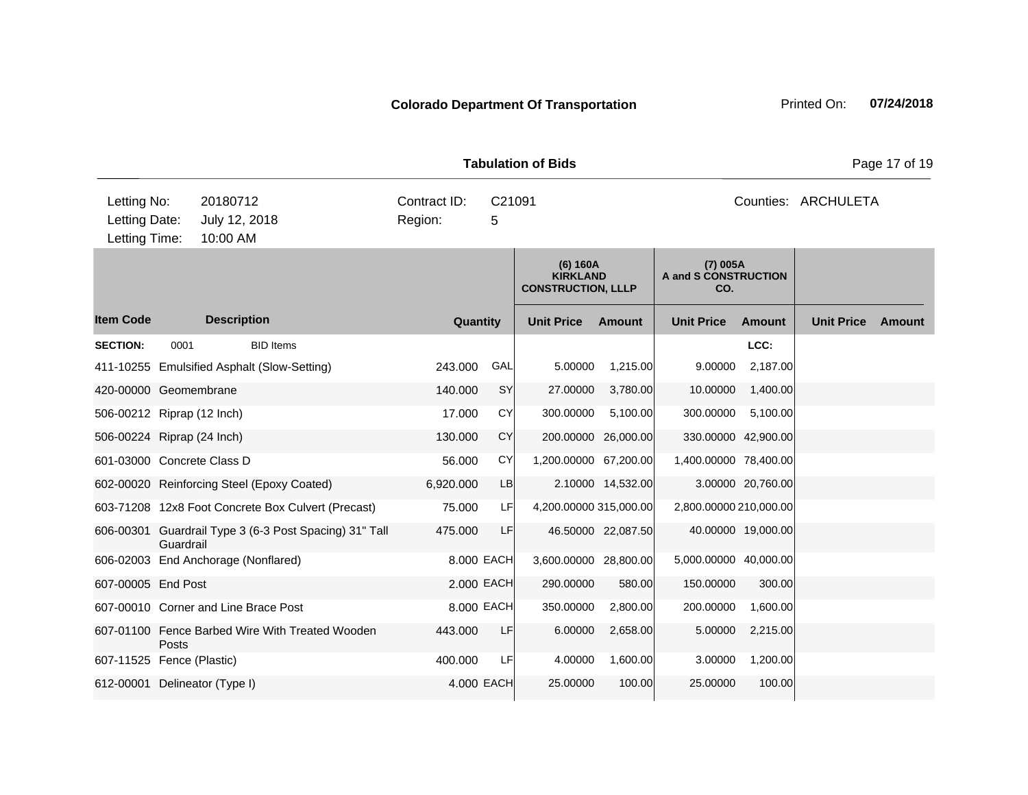**Colorado Department Of Transportation**

Printed On: **07/24/2018**

**Tabulation of Bids**

| Letting No: | 20180712 | Contract ID: | C21091 | Counties: | ARCHULETA |
|---|---|---|---|---|---|
| Letting Date: | July 12, 2018 | Region: | 5 | | |
| Letting Time: | 10:00 AM | | | | |

| | | | | (6) 160A KIRKLAND CONSTRUCTION, LLLP | | (7) 005A A and S CONSTRUCTION CO. | | | |
|---|---|---|---|---|---|---|---|---|---|
| **Item Code** | **Description** | **Quantity** | | **Unit Price** | **Amount** | **Unit Price** | **Amount** | **Unit Price** | **Amount** |
| **SECTION:** | 0001 BID Items | | | | | | LCC: | | |
| 411-10255 | Emulsified Asphalt (Slow-Setting) | 243.000 | GAL | 5.00000 | 1,215.00 | 9.00000 | 2,187.00 | | |
| 420-00000 | Geomembrane | 140.000 | SY | 27.00000 | 3,780.00 | 10.00000 | 1,400.00 | | |
| 506-00212 | Riprap (12 Inch) | 17.000 | CY | 300.00000 | 5,100.00 | 300.00000 | 5,100.00 | | |
| 506-00224 | Riprap (24 Inch) | 130.000 | CY | 200.00000 | 26,000.00 | 330.00000 | 42,900.00 | | |
| 601-03000 | Concrete Class D | 56.000 | CY | 1,200.00000 | 67,200.00 | 1,400.00000 | 78,400.00 | | |
| 602-00020 | Reinforcing Steel (Epoxy Coated) | 6,920.000 | LB | 2.10000 | 14,532.00 | 3.00000 | 20,760.00 | | |
| 603-71208 | 12x8 Foot Concrete Box Culvert (Precast) | 75.000 | LF | 4,200.00000 | 315,000.00 | 2,800.00000 | 210,000.00 | | |
| 606-00301 | Guardrail Type 3 (6-3 Post Spacing) 31" Tall Guardrail | 475.000 | LF | 46.50000 | 22,087.50 | 40.00000 | 19,000.00 | | |
| 606-02003 | End Anchorage (Nonflared) | 8.000 | EACH | 3,600.00000 | 28,800.00 | 5,000.00000 | 40,000.00 | | |
| 607-00005 | End Post | 2.000 | EACH | 290.00000 | 580.00 | 150.00000 | 300.00 | | |
| 607-00010 | Corner and Line Brace Post | 8.000 | EACH | 350.00000 | 2,800.00 | 200.00000 | 1,600.00 | | |
| 607-01100 | Fence Barbed Wire With Treated Wooden Posts | 443.000 | LF | 6.00000 | 2,658.00 | 5.00000 | 2,215.00 | | |
| 607-11525 | Fence (Plastic) | 400.000 | LF | 4.00000 | 1,600.00 | 3.00000 | 1,200.00 | | |
| 612-00001 | Delineator (Type I) | 4.000 | EACH | 25.00000 | 100.00 | 25.00000 | 100.00 | | |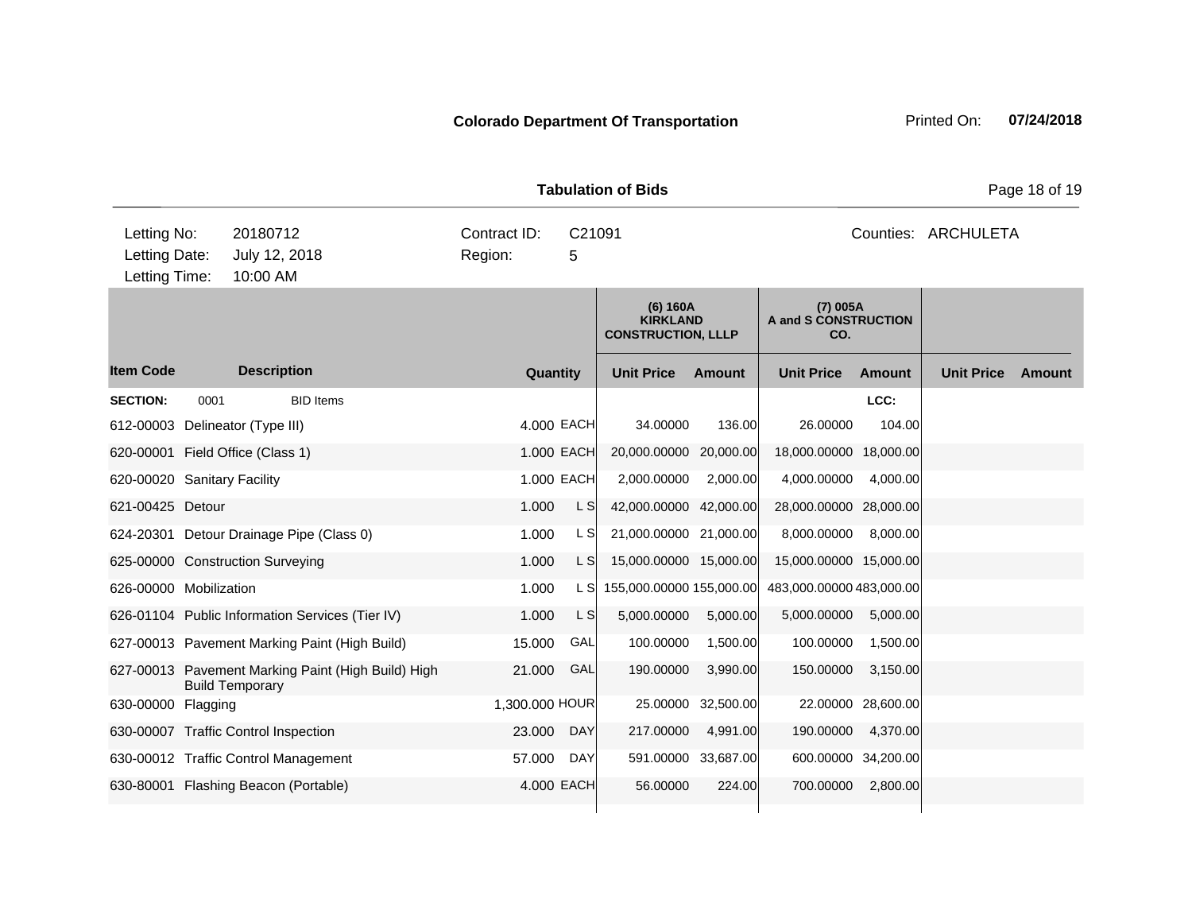**Colorado Department Of Transportation** Printed On: **07/24/2018**

**Tabulation of Bids**

| | | | | | |
|---|---|---|---|---|---|
| Letting No: | 20180712 | Contract ID: | C21091 | Counties: | ARCHULETA |
| Letting Date: | July 12, 2018 | Region: | 5 | | |
| Letting Time: | 10:00 AM | | | | |

| Item Code | Description | Quantity | | (6) 160A KIRKLAND CONSTRUCTION, LLLP Unit Price | Amount | (7) 005A A and S CONSTRUCTION CO. Unit Price | Amount | Unit Price | Amount |
|---|---|---|---|---|---|---|---|---|---|
| **SECTION:** | 0001 BID Items | | | | | | LCC: | | |
| 612-00003 | Delineator (Type III) | 4.000 | EACH | 34.00000 | 136.00 | 26.00000 | 104.00 | | |
| 620-00001 | Field Office (Class 1) | 1.000 | EACH | 20,000.00000 | 20,000.00 | 18,000.00000 | 18,000.00 | | |
| 620-00020 | Sanitary Facility | 1.000 | EACH | 2,000.00000 | 2,000.00 | 4,000.00000 | 4,000.00 | | |
| 621-00425 | Detour | 1.000 | L S | 42,000.00000 | 42,000.00 | 28,000.00000 | 28,000.00 | | |
| 624-20301 | Detour Drainage Pipe (Class 0) | 1.000 | L S | 21,000.00000 | 21,000.00 | 8,000.00000 | 8,000.00 | | |
| 625-00000 | Construction Surveying | 1.000 | L S | 15,000.00000 | 15,000.00 | 15,000.00000 | 15,000.00 | | |
| 626-00000 | Mobilization | 1.000 | L S | 155,000.00000 | 155,000.00 | 483,000.00000 | 483,000.00 | | |
| 626-01104 | Public Information Services (Tier IV) | 1.000 | L S | 5,000.00000 | 5,000.00 | 5,000.00000 | 5,000.00 | | |
| 627-00013 | Pavement Marking Paint (High Build) | 15.000 | GAL | 100.00000 | 1,500.00 | 100.00000 | 1,500.00 | | |
| 627-00013 | Pavement Marking Paint (High Build) High Build Temporary | 21.000 | GAL | 190.00000 | 3,990.00 | 150.00000 | 3,150.00 | | |
| 630-00000 | Flagging | 1,300.000 | HOUR | 25.00000 | 32,500.00 | 22.00000 | 28,600.00 | | |
| 630-00007 | Traffic Control Inspection | 23.000 | DAY | 217.00000 | 4,991.00 | 190.00000 | 4,370.00 | | |
| 630-00012 | Traffic Control Management | 57.000 | DAY | 591.00000 | 33,687.00 | 600.00000 | 34,200.00 | | |
| 630-80001 | Flashing Beacon (Portable) | 4.000 | EACH | 56.00000 | 224.00 | 700.00000 | 2,800.00 | | |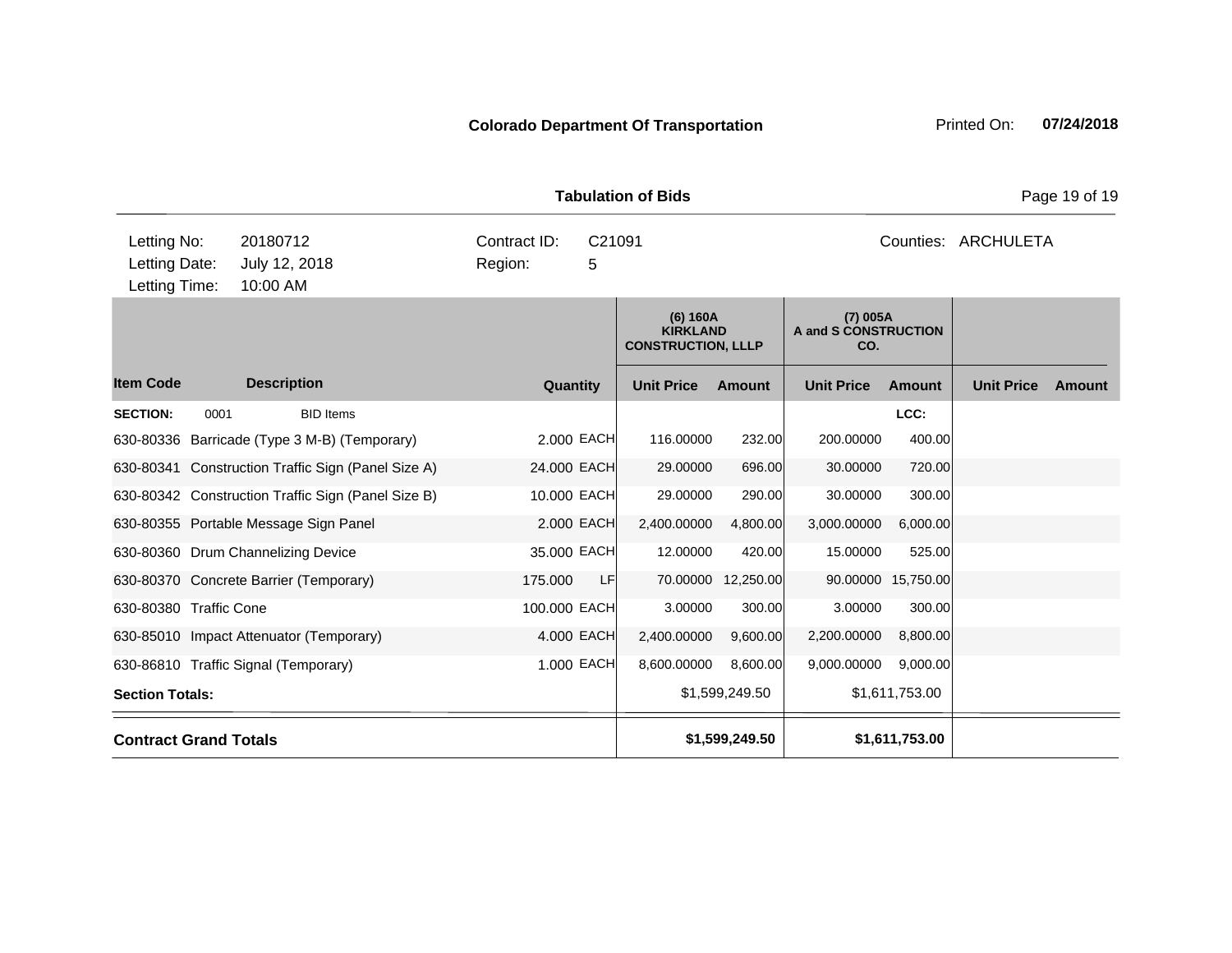**Colorado Department Of Transportation** Printed On: **07/24/2018**

**Tabulation of Bids**

| | | | | | |
|---|---|---|---|---|---|
| Letting No: | 20180712 | Contract ID: | C21091 | Counties: | ARCHULETA |
| Letting Date: | July 12, 2018 | Region: | 5 | | |
| Letting Time: | 10:00 AM | | | | |

| Item Code | Description | Quantity | | (6) 160A KIRKLAND CONSTRUCTION, LLLP Unit Price | Amount | (7) 005A A and S CONSTRUCTION CO. Unit Price | Amount | Unit Price | Amount |
|---|---|---|---|---|---|---|---|---|---|
| **SECTION:** 0001 | BID Items | | | | | | LCC: | | |
| 630-80336 | Barricade (Type 3 M-B) (Temporary) | 2.000 | EACH | 116.00000 | 232.00 | 200.00000 | 400.00 | | |
| 630-80341 | Construction Traffic Sign (Panel Size A) | 24.000 | EACH | 29.00000 | 696.00 | 30.00000 | 720.00 | | |
| 630-80342 | Construction Traffic Sign (Panel Size B) | 10.000 | EACH | 29.00000 | 290.00 | 30.00000 | 300.00 | | |
| 630-80355 | Portable Message Sign Panel | 2.000 | EACH | 2,400.00000 | 4,800.00 | 3,000.00000 | 6,000.00 | | |
| 630-80360 | Drum Channelizing Device | 35.000 | EACH | 12.00000 | 420.00 | 15.00000 | 525.00 | | |
| 630-80370 | Concrete Barrier (Temporary) | 175.000 | LF | 70.00000 | 12,250.00 | 90.00000 | 15,750.00 | | |
| 630-80380 | Traffic Cone | 100.000 | EACH | 3.00000 | 300.00 | 3.00000 | 300.00 | | |
| 630-85010 | Impact Attenuator (Temporary) | 4.000 | EACH | 2,400.00000 | 9,600.00 | 2,200.00000 | 8,800.00 | | |
| 630-86810 | Traffic Signal (Temporary) | 1.000 | EACH | 8,600.00000 | 8,600.00 | 9,000.00000 | 9,000.00 | | |
| **Section Totals:** | | | | | $1,599,249.50 | | $1,611,753.00 | | |
| **Contract Grand Totals** | | | | | **$1,599,249.50** | | **$1,611,753.00** | | |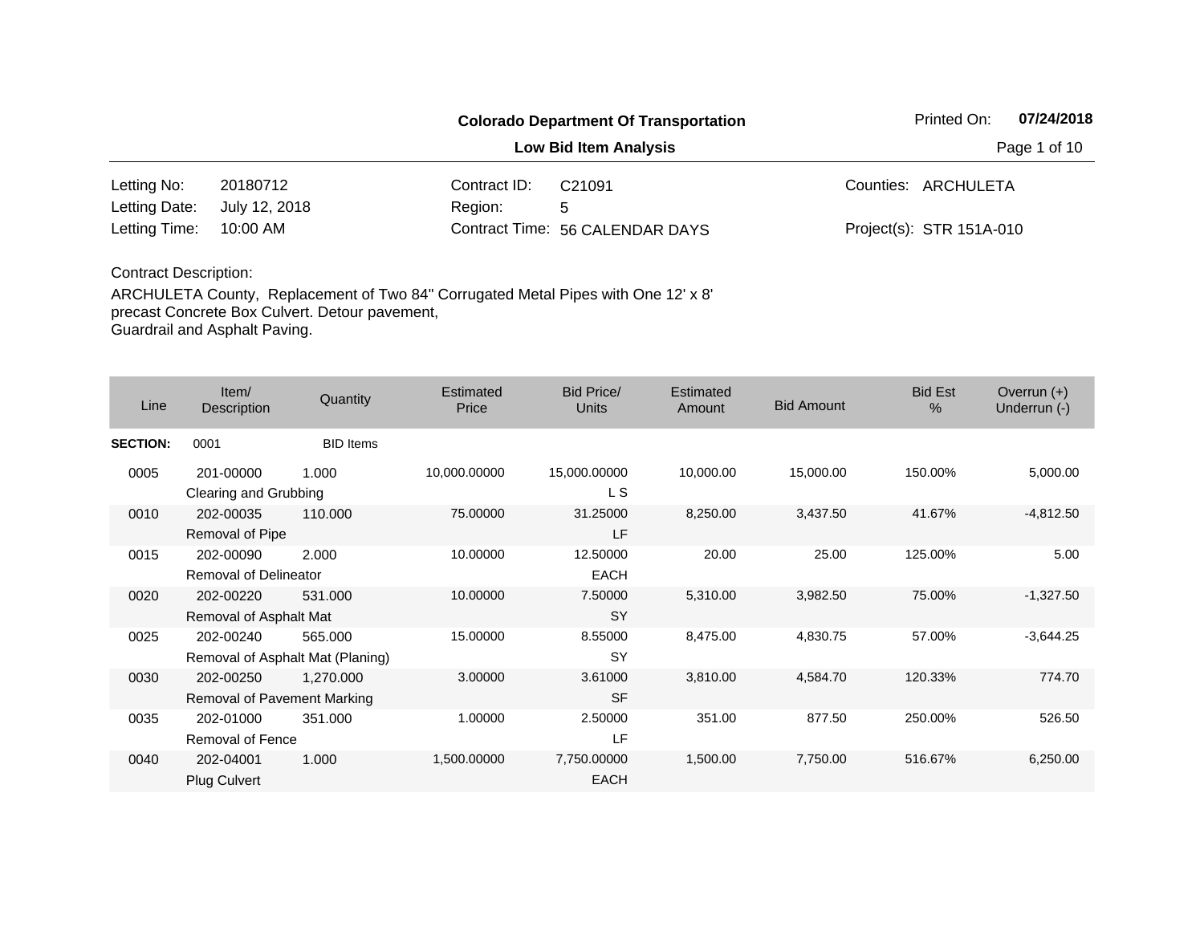**Colorado Department Of Transportation**

**Low Bid Item Analysis**

Printed On: **07/24/2018**

| | | | | | |
|---|---|---|---|---|---|
| Letting No: | 20180712 | Contract ID: | C21091 | Counties: | ARCHULETA |
| Letting Date: | July 12, 2018 | Region: | 5 | | |
| Letting Time: | 10:00 AM | Contract Time: | 56 CALENDAR DAYS | Project(s): | STR 151A-010 |

Contract Description:

ARCHULETA County, Replacement of Two 84" Corrugated Metal Pipes with One 12' x 8' precast Concrete Box Culvert. Detour pavement, Guardrail and Asphalt Paving.

| Line | Item/ Description | Quantity | Estimated Price | Bid Price/ Units | Estimated Amount | Bid Amount | Bid Est % | Overrun (+) Underrun (-) |
|---|---|---|---|---|---|---|---|---|
| **SECTION:** | 0001 | BID Items | | | | | | |
| 0005 | 201-00000 Clearing and Grubbing | 1.000 | 10,000.00000 | 15,000.00000 L S | 10,000.00 | 15,000.00 | 150.00% | 5,000.00 |
| 0010 | 202-00035 Removal of Pipe | 110.000 | 75.00000 | 31.25000 LF | 8,250.00 | 3,437.50 | 41.67% | -4,812.50 |
| 0015 | 202-00090 Removal of Delineator | 2.000 | 10.00000 | 12.50000 EACH | 20.00 | 25.00 | 125.00% | 5.00 |
| 0020 | 202-00220 Removal of Asphalt Mat | 531.000 | 10.00000 | 7.50000 SY | 5,310.00 | 3,982.50 | 75.00% | -1,327.50 |
| 0025 | 202-00240 Removal of Asphalt Mat (Planing) | 565.000 | 15.00000 | 8.55000 SY | 8,475.00 | 4,830.75 | 57.00% | -3,644.25 |
| 0030 | 202-00250 Removal of Pavement Marking | 1,270.000 | 3.00000 | 3.61000 SF | 3,810.00 | 4,584.70 | 120.33% | 774.70 |
| 0035 | 202-01000 Removal of Fence | 351.000 | 1.00000 | 2.50000 LF | 351.00 | 877.50 | 250.00% | 526.50 |
| 0040 | 202-04001 Plug Culvert | 1.000 | 1,500.00000 | 7,750.00000 EACH | 1,500.00 | 7,750.00 | 516.67% | 6,250.00 |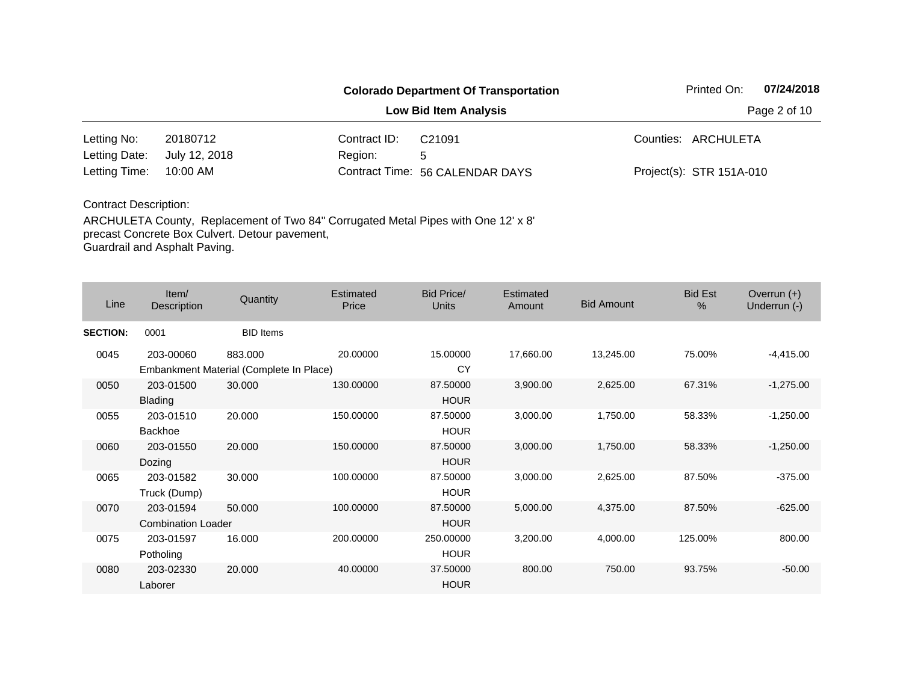**Colorado Department Of Transportation**

**Low Bid Item Analysis**

Printed On: **07/24/2018**

| | | | | | |
|---|---|---|---|---|---|
| Letting No: | 20180712 | Contract ID: | C21091 | Counties: | ARCHULETA |
| Letting Date: | July 12, 2018 | Region: | 5 | | |
| Letting Time: | 10:00 AM | Contract Time: | 56 CALENDAR DAYS | Project(s): | STR 151A-010 |

Contract Description:

ARCHULETA County, Replacement of Two 84" Corrugated Metal Pipes with One 12' x 8' precast Concrete Box Culvert. Detour pavement, Guardrail and Asphalt Paving.

| Line | Item/ Description | Quantity | Estimated Price | Bid Price/ Units | Estimated Amount | Bid Amount | Bid Est % | Overrun (+) Underrun (-) |
|---|---|---|---|---|---|---|---|---|
| **SECTION:** | 0001 | BID Items | | | | | | |
| 0045 | 203-00060 Embankment Material (Complete In Place) | 883.000 | 20.00000 | 15.00000 CY | 17,660.00 | 13,245.00 | 75.00% | -4,415.00 |
| 0050 | 203-01500 Blading | 30.000 | 130.00000 | 87.50000 HOUR | 3,900.00 | 2,625.00 | 67.31% | -1,275.00 |
| 0055 | 203-01510 Backhoe | 20.000 | 150.00000 | 87.50000 HOUR | 3,000.00 | 1,750.00 | 58.33% | -1,250.00 |
| 0060 | 203-01550 Dozing | 20.000 | 150.00000 | 87.50000 HOUR | 3,000.00 | 1,750.00 | 58.33% | -1,250.00 |
| 0065 | 203-01582 Truck (Dump) | 30.000 | 100.00000 | 87.50000 HOUR | 3,000.00 | 2,625.00 | 87.50% | -375.00 |
| 0070 | 203-01594 Combination Loader | 50.000 | 100.00000 | 87.50000 HOUR | 5,000.00 | 4,375.00 | 87.50% | -625.00 |
| 0075 | 203-01597 Potholing | 16.000 | 200.00000 | 250.00000 HOUR | 3,200.00 | 4,000.00 | 125.00% | 800.00 |
| 0080 | 203-02330 Laborer | 20.000 | 40.00000 | 37.50000 HOUR | 800.00 | 750.00 | 93.75% | -50.00 |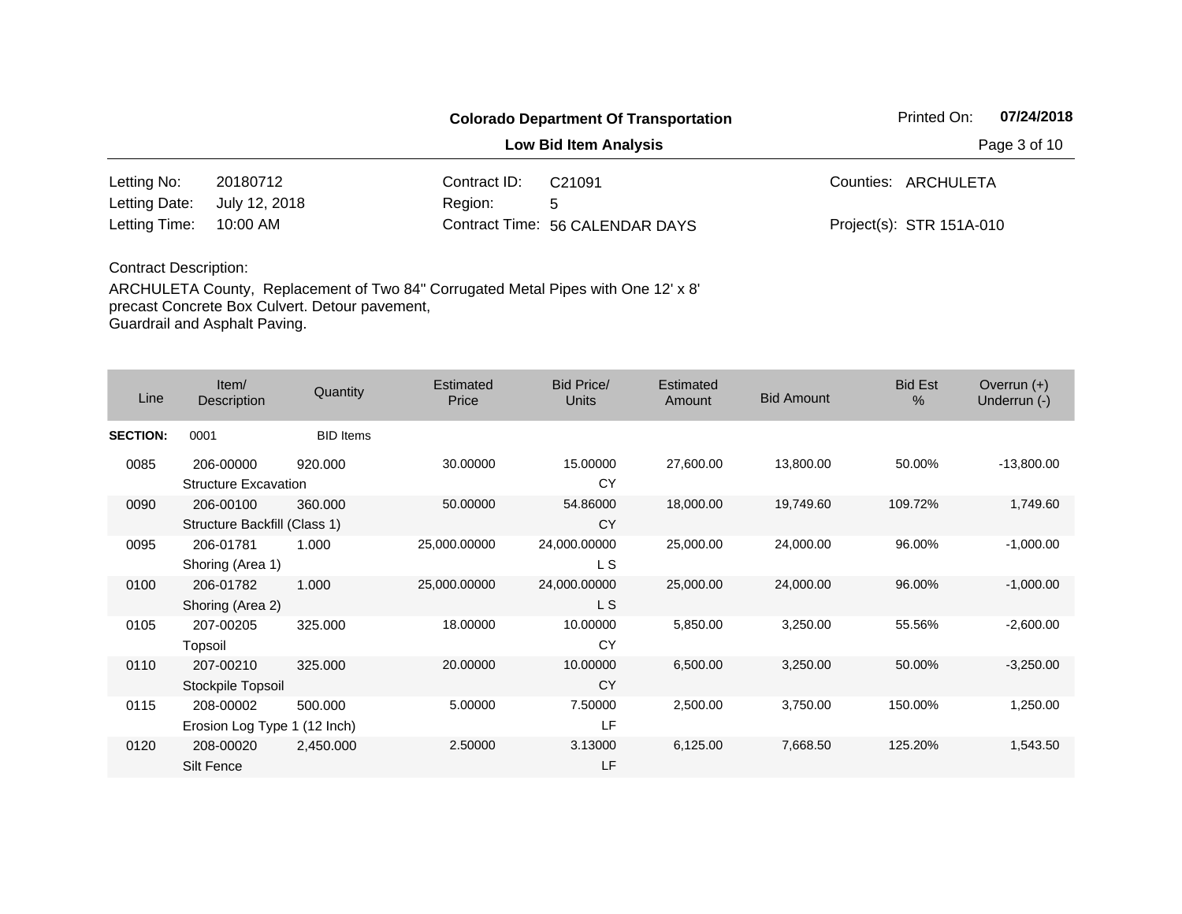**Colorado Department Of Transportation**

**Low Bid Item Analysis**

Printed On: **07/24/2018**

| | | | | | |
|---|---|---|---|---|---|
| Letting No: | 20180712 | Contract ID: | C21091 | Counties: | ARCHULETA |
| Letting Date: | July 12, 2018 | Region: | 5 | | |
| Letting Time: | 10:00 AM | Contract Time: | 56 CALENDAR DAYS | Project(s): | STR 151A-010 |

Contract Description:

ARCHULETA County, Replacement of Two 84" Corrugated Metal Pipes with One 12' x 8' precast Concrete Box Culvert. Detour pavement, Guardrail and Asphalt Paving.

| Line | Item/ Description | Quantity | Estimated Price | Bid Price/ Units | Estimated Amount | Bid Amount | Bid Est % | Overrun (+) Underrun (-) |
|---|---|---|---|---|---|---|---|---|
| **SECTION:** | 0001 | BID Items | | | | | | |
| 0085 | 206-00000 Structure Excavation | 920.000 | 30.00000 | 15.00000 CY | 27,600.00 | 13,800.00 | 50.00% | -13,800.00 |
| 0090 | 206-00100 Structure Backfill (Class 1) | 360.000 | 50.00000 | 54.86000 CY | 18,000.00 | 19,749.60 | 109.72% | 1,749.60 |
| 0095 | 206-01781 Shoring (Area 1) | 1.000 | 25,000.00000 | 24,000.00000 L S | 25,000.00 | 24,000.00 | 96.00% | -1,000.00 |
| 0100 | 206-01782 Shoring (Area 2) | 1.000 | 25,000.00000 | 24,000.00000 L S | 25,000.00 | 24,000.00 | 96.00% | -1,000.00 |
| 0105 | 207-00205 Topsoil | 325.000 | 18.00000 | 10.00000 CY | 5,850.00 | 3,250.00 | 55.56% | -2,600.00 |
| 0110 | 207-00210 Stockpile Topsoil | 325.000 | 20.00000 | 10.00000 CY | 6,500.00 | 3,250.00 | 50.00% | -3,250.00 |
| 0115 | 208-00002 Erosion Log Type 1 (12 Inch) | 500.000 | 5.00000 | 7.50000 LF | 2,500.00 | 3,750.00 | 150.00% | 1,250.00 |
| 0120 | 208-00020 Silt Fence | 2,450.000 | 2.50000 | 3.13000 LF | 6,125.00 | 7,668.50 | 125.20% | 1,543.50 |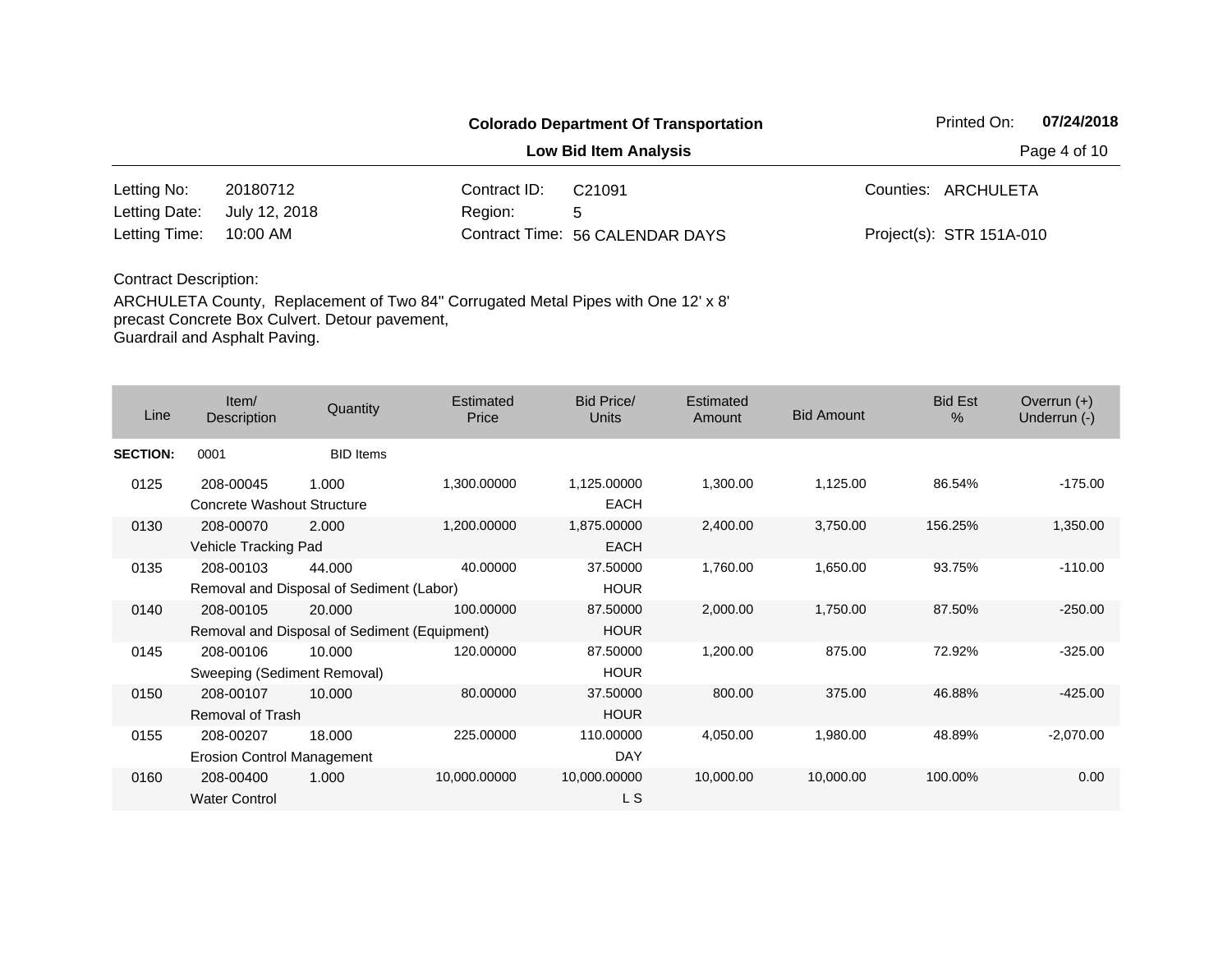**Colorado Department Of Transportation**

**Low Bid Item Analysis**

Printed On: **07/24/2018**

| | | | | | |
|---|---|---|---|---|---|
| Letting No: | 20180712 | Contract ID: | C21091 | Counties: | ARCHULETA |
| Letting Date: | July 12, 2018 | Region: | 5 | | |
| Letting Time: | 10:00 AM | Contract Time: | 56 CALENDAR DAYS | Project(s): | STR 151A-010 |

Contract Description:

ARCHULETA County, Replacement of Two 84" Corrugated Metal Pipes with One 12' x 8' precast Concrete Box Culvert. Detour pavement, Guardrail and Asphalt Paving.

| Line | Item/ Description | Quantity | Estimated Price | Bid Price/ Units | Estimated Amount | Bid Amount | Bid Est % | Overrun (+) Underrun (-) |
|---|---|---|---|---|---|---|---|---|
| **SECTION:** | 0001 | BID Items | | | | | | |
| 0125 | 208-00045 Concrete Washout Structure | 1.000 | 1,300.00000 | 1,125.00000 EACH | 1,300.00 | 1,125.00 | 86.54% | -175.00 |
| 0130 | 208-00070 Vehicle Tracking Pad | 2.000 | 1,200.00000 | 1,875.00000 EACH | 2,400.00 | 3,750.00 | 156.25% | 1,350.00 |
| 0135 | 208-00103 Removal and Disposal of Sediment (Labor) | 44.000 | 40.00000 | 37.50000 HOUR | 1,760.00 | 1,650.00 | 93.75% | -110.00 |
| 0140 | 208-00105 Removal and Disposal of Sediment (Equipment) | 20.000 | 100.00000 | 87.50000 HOUR | 2,000.00 | 1,750.00 | 87.50% | -250.00 |
| 0145 | 208-00106 Sweeping (Sediment Removal) | 10.000 | 120.00000 | 87.50000 HOUR | 1,200.00 | 875.00 | 72.92% | -325.00 |
| 0150 | 208-00107 Removal of Trash | 10.000 | 80.00000 | 37.50000 HOUR | 800.00 | 375.00 | 46.88% | -425.00 |
| 0155 | 208-00207 Erosion Control Management | 18.000 | 225.00000 | 110.00000 DAY | 4,050.00 | 1,980.00 | 48.89% | -2,070.00 |
| 0160 | 208-00400 Water Control | 1.000 | 10,000.00000 | 10,000.00000 L S | 10,000.00 | 10,000.00 | 100.00% | 0.00 |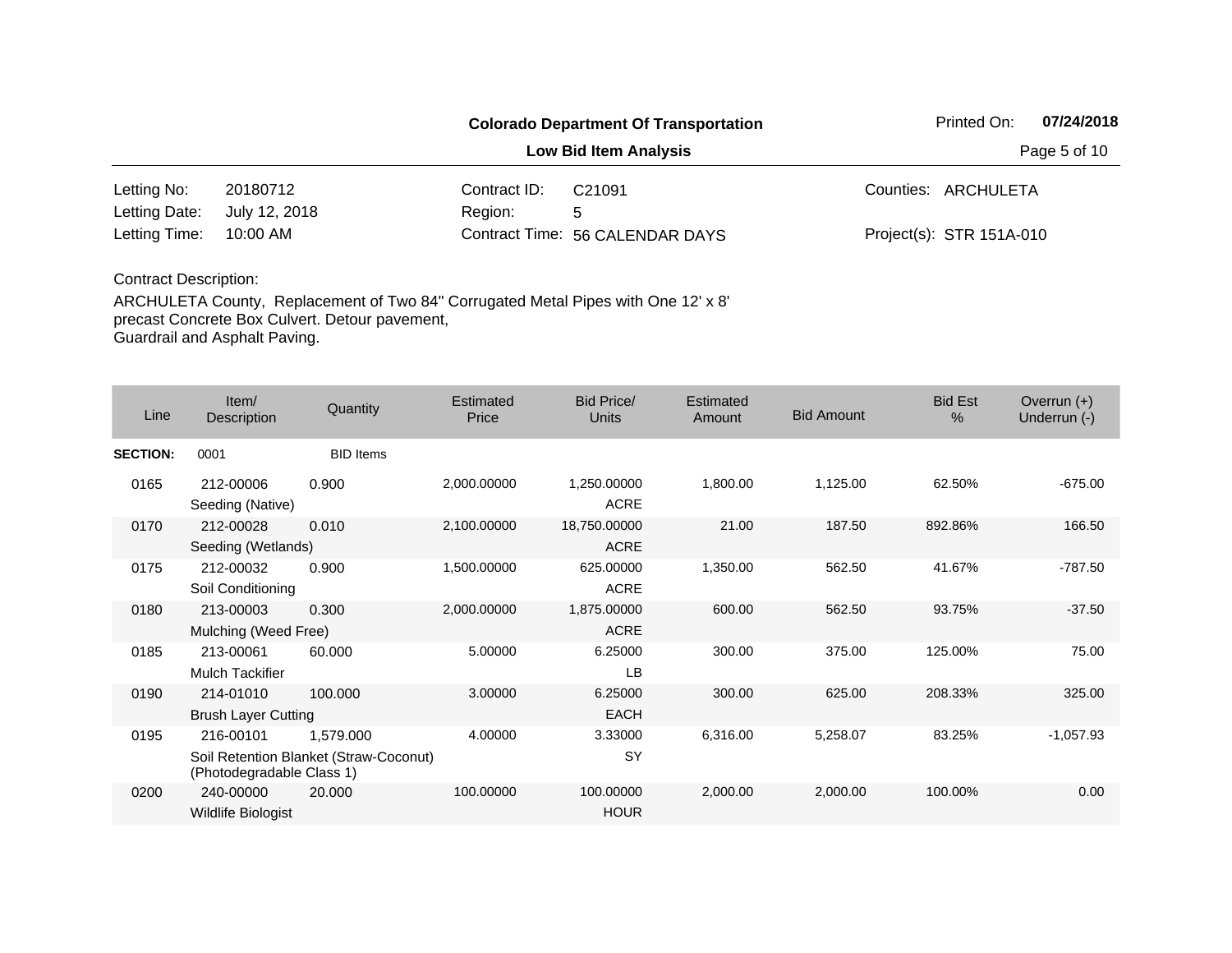**Colorado Department Of Transportation**

**Low Bid Item Analysis**

Printed On: **07/24/2018**

| | | | | | |
|---|---|---|---|---|---|
| Letting No: | 20180712 | Contract ID: | C21091 | Counties: | ARCHULETA |
| Letting Date: | July 12, 2018 | Region: | 5 | | |
| Letting Time: | 10:00 AM | Contract Time: | 56 CALENDAR DAYS | Project(s): | STR 151A-010 |

Contract Description:

ARCHULETA County, Replacement of Two 84" Corrugated Metal Pipes with One 12' x 8' precast Concrete Box Culvert. Detour pavement, Guardrail and Asphalt Paving.

| Line | Item/ Description | Quantity | Estimated Price | Bid Price/ Units | Estimated Amount | Bid Amount | Bid Est % | Overrun (+) Underrun (-) |
|---|---|---|---|---|---|---|---|---|
| **SECTION:** | 0001 | BID Items | | | | | | |
| 0165 | 212-00006 Seeding (Native) | 0.900 | 2,000.00000 | 1,250.00000 ACRE | 1,800.00 | 1,125.00 | 62.50% | -675.00 |
| 0170 | 212-00028 Seeding (Wetlands) | 0.010 | 2,100.00000 | 18,750.00000 ACRE | 21.00 | 187.50 | 892.86% | 166.50 |
| 0175 | 212-00032 Soil Conditioning | 0.900 | 1,500.00000 | 625.00000 ACRE | 1,350.00 | 562.50 | 41.67% | -787.50 |
| 0180 | 213-00003 Mulching (Weed Free) | 0.300 | 2,000.00000 | 1,875.00000 ACRE | 600.00 | 562.50 | 93.75% | -37.50 |
| 0185 | 213-00061 Mulch Tackifier | 60.000 | 5.00000 | 6.25000 LB | 300.00 | 375.00 | 125.00% | 75.00 |
| 0190 | 214-01010 Brush Layer Cutting | 100.000 | 3.00000 | 6.25000 EACH | 300.00 | 625.00 | 208.33% | 325.00 |
| 0195 | 216-00101 Soil Retention Blanket (Straw-Coconut) (Photodegradable Class 1) | 1,579.000 | 4.00000 | 3.33000 SY | 6,316.00 | 5,258.07 | 83.25% | -1,057.93 |
| 0200 | 240-00000 Wildlife Biologist | 20.000 | 100.00000 | 100.00000 HOUR | 2,000.00 | 2,000.00 | 100.00% | 0.00 |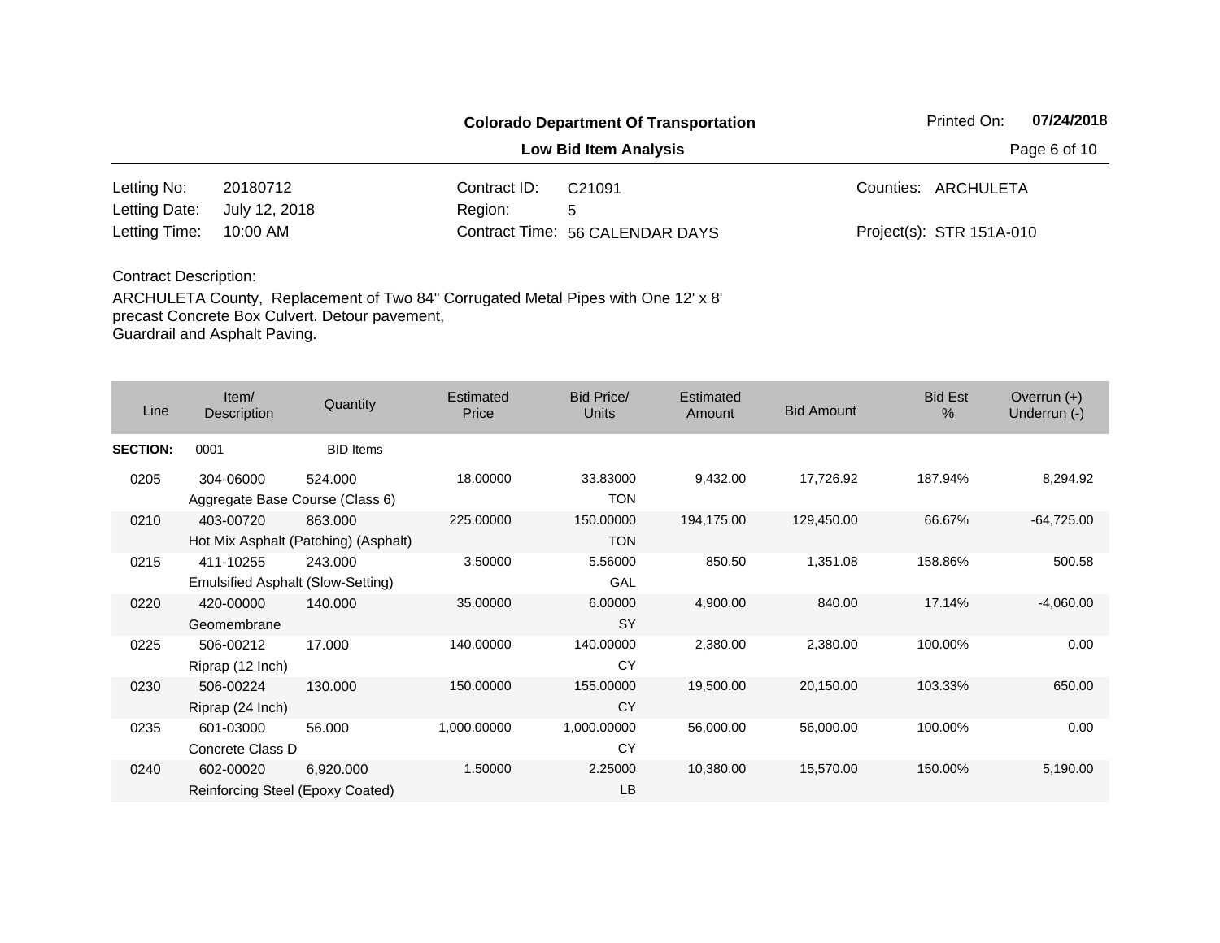**Colorado Department Of Transportation**

**Low Bid Item Analysis**

Printed On: **07/24/2018**

| | | | | | |
|---|---|---|---|---|---|
| Letting No: | 20180712 | Contract ID: | C21091 | Counties: | ARCHULETA |
| Letting Date: | July 12, 2018 | Region: | 5 | | |
| Letting Time: | 10:00 AM | Contract Time: | 56 CALENDAR DAYS | Project(s): | STR 151A-010 |

Contract Description:

ARCHULETA County, Replacement of Two 84" Corrugated Metal Pipes with One 12' x 8' precast Concrete Box Culvert. Detour pavement, Guardrail and Asphalt Paving.

| Line | Item/ Description | Quantity | Estimated Price | Bid Price/ Units | Estimated Amount | Bid Amount | Bid Est % | Overrun (+) Underrun (-) |
|---|---|---|---|---|---|---|---|---|
| **SECTION:** | 0001 | BID Items | | | | | | |
| 0205 | 304-06000 Aggregate Base Course (Class 6) | 524.000 | 18.00000 | 33.83000 TON | 9,432.00 | 17,726.92 | 187.94% | 8,294.92 |
| 0210 | 403-00720 Hot Mix Asphalt (Patching) (Asphalt) | 863.000 | 225.00000 | 150.00000 TON | 194,175.00 | 129,450.00 | 66.67% | -64,725.00 |
| 0215 | 411-10255 Emulsified Asphalt (Slow-Setting) | 243.000 | 3.50000 | 5.56000 GAL | 850.50 | 1,351.08 | 158.86% | 500.58 |
| 0220 | 420-00000 Geomembrane | 140.000 | 35.00000 | 6.00000 SY | 4,900.00 | 840.00 | 17.14% | -4,060.00 |
| 0225 | 506-00212 Riprap (12 Inch) | 17.000 | 140.00000 | 140.00000 CY | 2,380.00 | 2,380.00 | 100.00% | 0.00 |
| 0230 | 506-00224 Riprap (24 Inch) | 130.000 | 150.00000 | 155.00000 CY | 19,500.00 | 20,150.00 | 103.33% | 650.00 |
| 0235 | 601-03000 Concrete Class D | 56.000 | 1,000.00000 | 1,000.00000 CY | 56,000.00 | 56,000.00 | 100.00% | 0.00 |
| 0240 | 602-00020 Reinforcing Steel (Epoxy Coated) | 6,920.000 | 1.50000 | 2.25000 LB | 10,380.00 | 15,570.00 | 150.00% | 5,190.00 |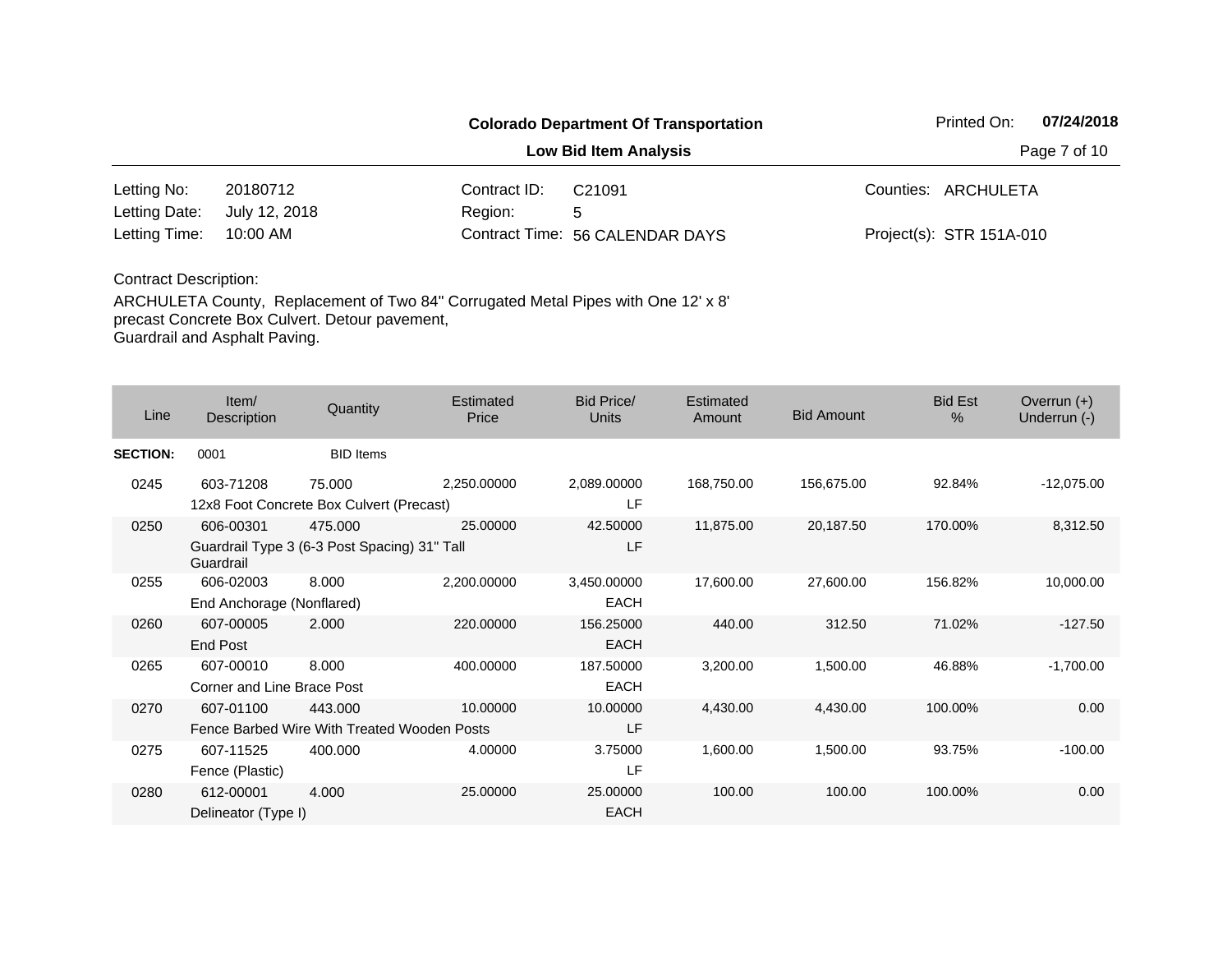**Colorado Department Of Transportation**

Printed On: **07/24/2018**

**Low Bid Item Analysis**

| | | | | | |
|---|---|---|---|---|---|
| Letting No: | 20180712 | Contract ID: | C21091 | Counties: | ARCHULETA |
| Letting Date: | July 12, 2018 | Region: | 5 | | |
| Letting Time: | 10:00 AM | Contract Time: | 56 CALENDAR DAYS | Project(s): | STR 151A-010 |

Contract Description:

ARCHULETA County, Replacement of Two 84" Corrugated Metal Pipes with One 12' x 8' precast Concrete Box Culvert. Detour pavement, Guardrail and Asphalt Paving.

| Line | Item/ Description | Quantity | Estimated Price | Bid Price/ Units | Estimated Amount | Bid Amount | Bid Est % | Overrun (+) Underrun (-) |
|---|---|---|---|---|---|---|---|---|
| **SECTION:** | 0001 | BID Items | | | | | | |
| 0245 | 603-71208<br>12x8 Foot Concrete Box Culvert (Precast) | 75.000 | 2,250.00000 | 2,089.00000<br>LF | 168,750.00 | 156,675.00 | 92.84% | -12,075.00 |
| 0250 | 606-00301<br>Guardrail Type 3 (6-3 Post Spacing) 31" Tall Guardrail | 475.000 | 25.00000 | 42.50000<br>LF | 11,875.00 | 20,187.50 | 170.00% | 8,312.50 |
| 0255 | 606-02003<br>End Anchorage (Nonflared) | 8.000 | 2,200.00000 | 3,450.00000<br>EACH | 17,600.00 | 27,600.00 | 156.82% | 10,000.00 |
| 0260 | 607-00005<br>End Post | 2.000 | 220.00000 | 156.25000<br>EACH | 440.00 | 312.50 | 71.02% | -127.50 |
| 0265 | 607-00010<br>Corner and Line Brace Post | 8.000 | 400.00000 | 187.50000<br>EACH | 3,200.00 | 1,500.00 | 46.88% | -1,700.00 |
| 0270 | 607-01100<br>Fence Barbed Wire With Treated Wooden Posts | 443.000 | 10.00000 | 10.00000<br>LF | 4,430.00 | 4,430.00 | 100.00% | 0.00 |
| 0275 | 607-11525<br>Fence (Plastic) | 400.000 | 4.00000 | 3.75000<br>LF | 1,600.00 | 1,500.00 | 93.75% | -100.00 |
| 0280 | 612-00001<br>Delineator (Type I) | 4.000 | 25.00000 | 25.00000<br>EACH | 100.00 | 100.00 | 100.00% | 0.00 |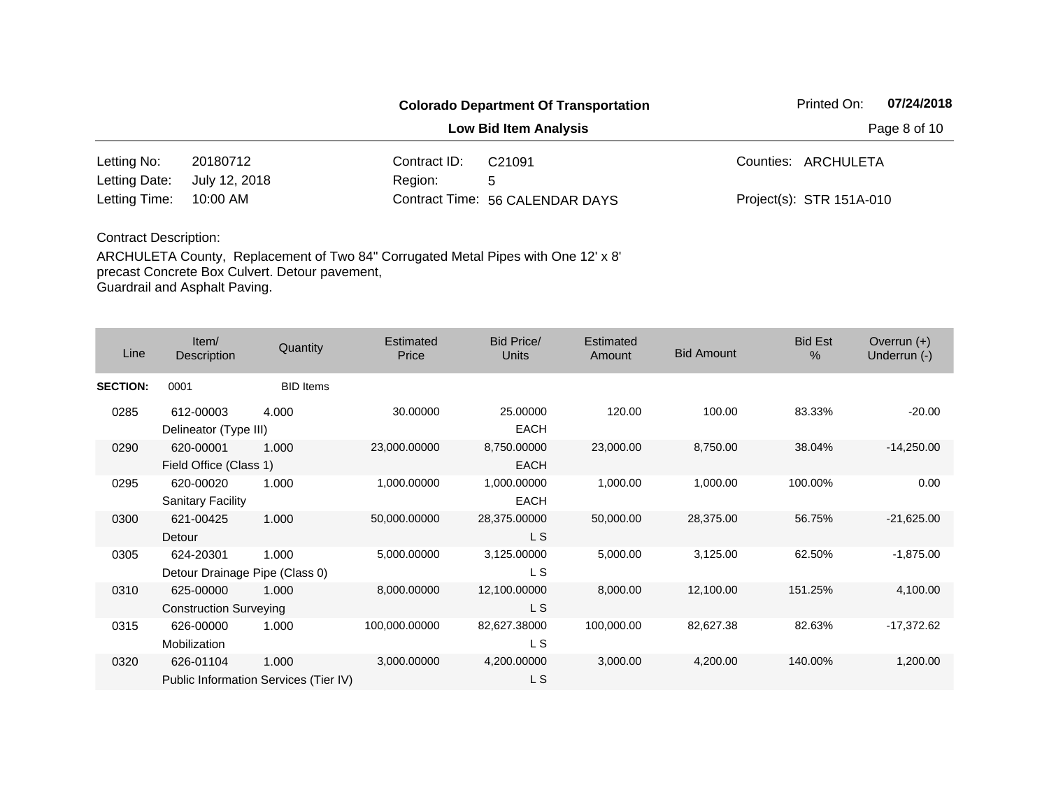**Colorado Department Of Transportation**

**Low Bid Item Analysis**

Printed On: **07/24/2018**

| | | | | | |
|---|---|---|---|---|---|
| Letting No: | 20180712 | Contract ID: | C21091 | Counties: | ARCHULETA |
| Letting Date: | July 12, 2018 | Region: | 5 | | |
| Letting Time: | 10:00 AM | Contract Time: | 56 CALENDAR DAYS | Project(s): | STR 151A-010 |

Contract Description:

ARCHULETA County, Replacement of Two 84" Corrugated Metal Pipes with One 12' x 8' precast Concrete Box Culvert. Detour pavement, Guardrail and Asphalt Paving.

| Line | Item/ Description | Quantity | Estimated Price | Bid Price/ Units | Estimated Amount | Bid Amount | Bid Est % | Overrun (+) Underrun (-) |
|---|---|---|---|---|---|---|---|---|
| **SECTION:** | 0001 | BID Items | | | | | | |
| 0285 | 612-00003 Delineator (Type III) | 4.000 | 30.00000 | 25.00000 EACH | 120.00 | 100.00 | 83.33% | -20.00 |
| 0290 | 620-00001 Field Office (Class 1) | 1.000 | 23,000.00000 | 8,750.00000 EACH | 23,000.00 | 8,750.00 | 38.04% | -14,250.00 |
| 0295 | 620-00020 Sanitary Facility | 1.000 | 1,000.00000 | 1,000.00000 EACH | 1,000.00 | 1,000.00 | 100.00% | 0.00 |
| 0300 | 621-00425 Detour | 1.000 | 50,000.00000 | 28,375.00000 L S | 50,000.00 | 28,375.00 | 56.75% | -21,625.00 |
| 0305 | 624-20301 Detour Drainage Pipe (Class 0) | 1.000 | 5,000.00000 | 3,125.00000 L S | 5,000.00 | 3,125.00 | 62.50% | -1,875.00 |
| 0310 | 625-00000 Construction Surveying | 1.000 | 8,000.00000 | 12,100.00000 L S | 8,000.00 | 12,100.00 | 151.25% | 4,100.00 |
| 0315 | 626-00000 Mobilization | 1.000 | 100,000.00000 | 82,627.38000 L S | 100,000.00 | 82,627.38 | 82.63% | -17,372.62 |
| 0320 | 626-01104 Public Information Services (Tier IV) | 1.000 | 3,000.00000 | 4,200.00000 L S | 3,000.00 | 4,200.00 | 140.00% | 1,200.00 |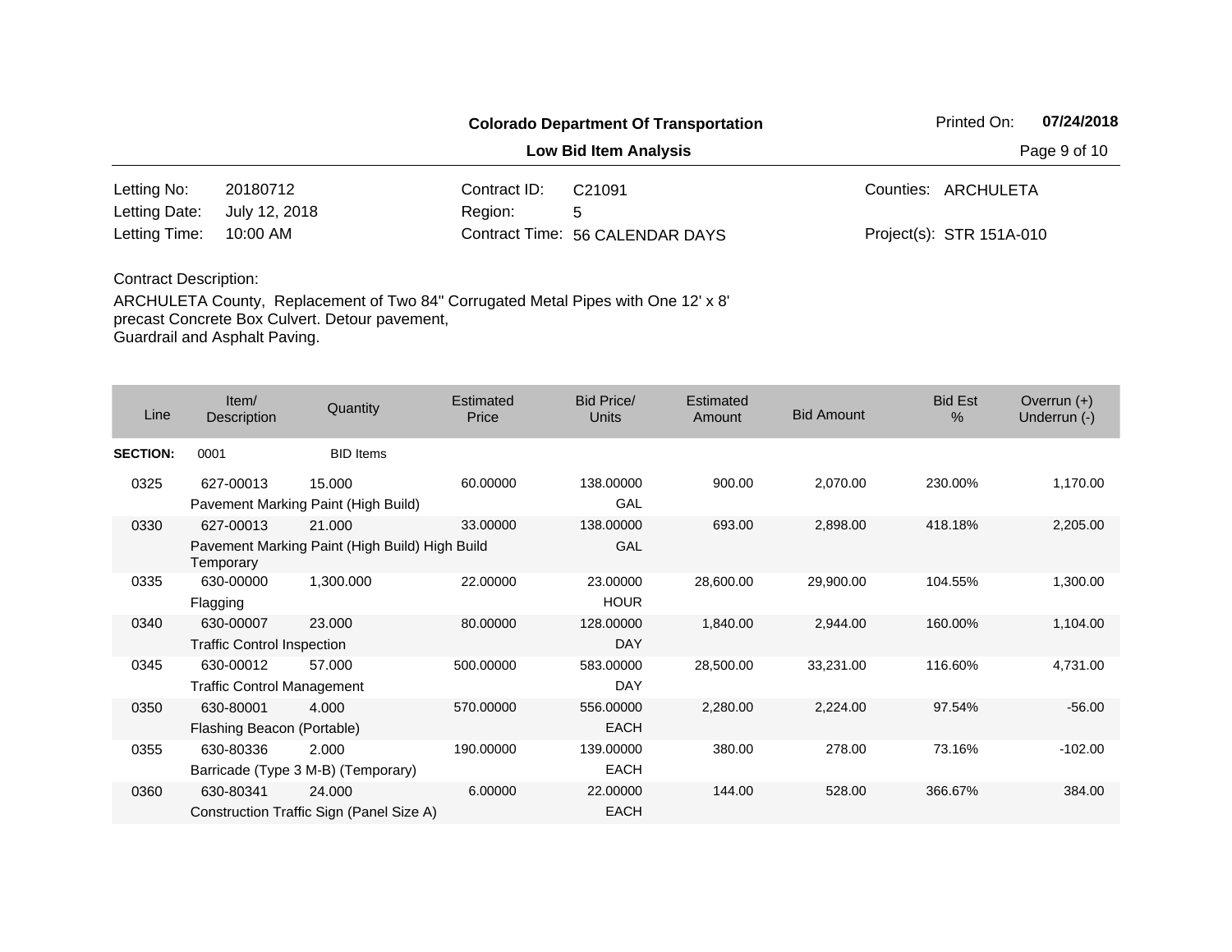**Colorado Department Of Transportation**

**Low Bid Item Analysis**

Printed On: **07/24/2018**

| | | | | | |
|---|---|---|---|---|---|
| Letting No: | 20180712 | Contract ID: | C21091 | Counties: | ARCHULETA |
| Letting Date: | July 12, 2018 | Region: | 5 | | |
| Letting Time: | 10:00 AM | Contract Time: | 56 CALENDAR DAYS | Project(s): | STR 151A-010 |

Contract Description:

ARCHULETA County, Replacement of Two 84" Corrugated Metal Pipes with One 12' x 8' precast Concrete Box Culvert. Detour pavement, Guardrail and Asphalt Paving.

| Line | Item/ Description | Quantity | Estimated Price | Bid Price/ Units | Estimated Amount | Bid Amount | Bid Est % | Overrun (+) Underrun (-) |
|---|---|---|---|---|---|---|---|---|
| **SECTION:** | 0001 | BID Items | | | | | | |
| 0325 | 627-00013 Pavement Marking Paint (High Build) | 15.000 | 60.00000 | 138.00000 GAL | 900.00 | 2,070.00 | 230.00% | 1,170.00 |
| 0330 | 627-00013 Pavement Marking Paint (High Build) High Build Temporary | 21.000 | 33.00000 | 138.00000 GAL | 693.00 | 2,898.00 | 418.18% | 2,205.00 |
| 0335 | 630-00000 Flagging | 1,300.000 | 22.00000 | 23.00000 HOUR | 28,600.00 | 29,900.00 | 104.55% | 1,300.00 |
| 0340 | 630-00007 Traffic Control Inspection | 23.000 | 80.00000 | 128.00000 DAY | 1,840.00 | 2,944.00 | 160.00% | 1,104.00 |
| 0345 | 630-00012 Traffic Control Management | 57.000 | 500.00000 | 583.00000 DAY | 28,500.00 | 33,231.00 | 116.60% | 4,731.00 |
| 0350 | 630-80001 Flashing Beacon (Portable) | 4.000 | 570.00000 | 556.00000 EACH | 2,280.00 | 2,224.00 | 97.54% | -56.00 |
| 0355 | 630-80336 Barricade (Type 3 M-B) (Temporary) | 2.000 | 190.00000 | 139.00000 EACH | 380.00 | 278.00 | 73.16% | -102.00 |
| 0360 | 630-80341 Construction Traffic Sign (Panel Size A) | 24.000 | 6.00000 | 22.00000 EACH | 144.00 | 528.00 | 366.67% | 384.00 |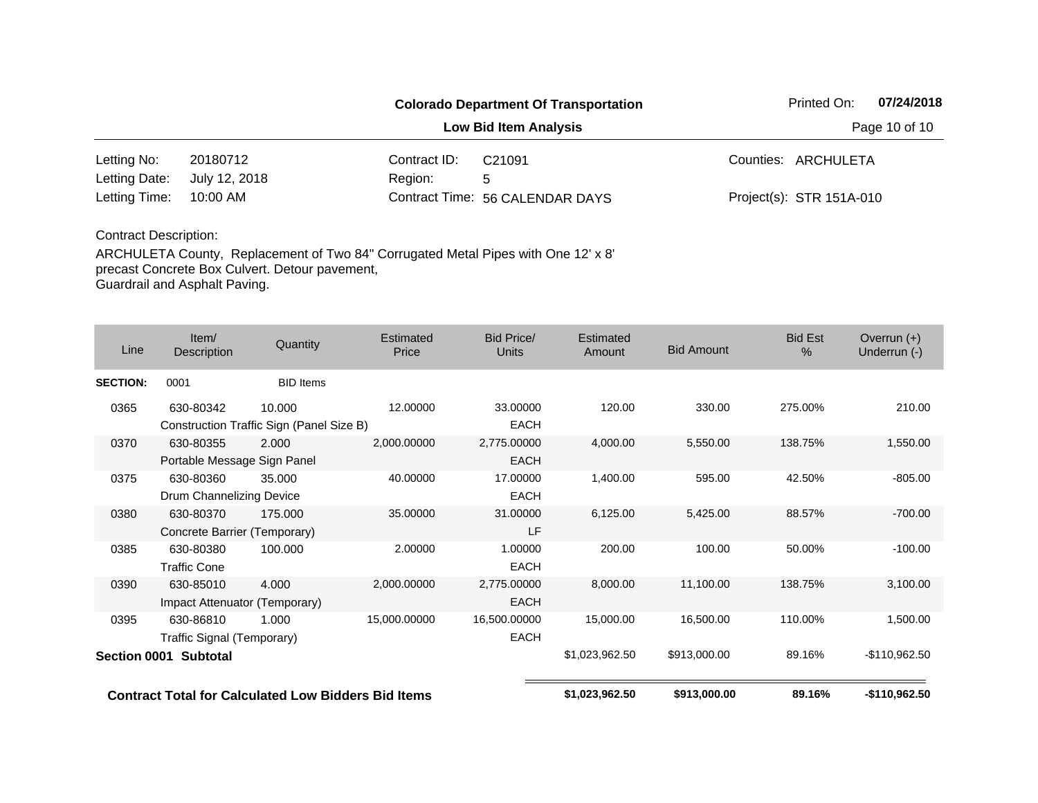**Colorado Department Of Transportation**

**Low Bid Item Analysis**

Printed On: **07/24/2018**

| | | | | | |
|---|---|---|---|---|---|
| Letting No: | 20180712 | Contract ID: | C21091 | Counties: | ARCHULETA |
| Letting Date: | July 12, 2018 | Region: | 5 | | |
| Letting Time: | 10:00 AM | Contract Time: | 56 CALENDAR DAYS | Project(s): | STR 151A-010 |

Contract Description:

ARCHULETA County, Replacement of Two 84" Corrugated Metal Pipes with One 12' x 8' precast Concrete Box Culvert. Detour pavement, Guardrail and Asphalt Paving.

| Line | Item/ Description | Quantity | Estimated Price | Bid Price/ Units | Estimated Amount | Bid Amount | Bid Est % | Overrun (+) Underrun (-) |
|---|---|---|---|---|---|---|---|---|
| **SECTION:** | 0001 | BID Items | | | | | | |
| 0365 | 630-80342 Construction Traffic Sign (Panel Size B) | 10.000 | 12.00000 | 33.00000 EACH | 120.00 | 330.00 | 275.00% | 210.00 |
| 0370 | 630-80355 Portable Message Sign Panel | 2.000 | 2,000.00000 | 2,775.00000 EACH | 4,000.00 | 5,550.00 | 138.75% | 1,550.00 |
| 0375 | 630-80360 Drum Channelizing Device | 35.000 | 40.00000 | 17.00000 EACH | 1,400.00 | 595.00 | 42.50% | -805.00 |
| 0380 | 630-80370 Concrete Barrier (Temporary) | 175.000 | 35.00000 | 31.00000 LF | 6,125.00 | 5,425.00 | 88.57% | -700.00 |
| 0385 | 630-80380 Traffic Cone | 100.000 | 2.00000 | 1.00000 EACH | 200.00 | 100.00 | 50.00% | -100.00 |
| 0390 | 630-85010 Impact Attenuator (Temporary) | 4.000 | 2,000.00000 | 2,775.00000 EACH | 8,000.00 | 11,100.00 | 138.75% | 3,100.00 |
| 0395 | 630-86810 Traffic Signal (Temporary) | 1.000 | 15,000.00000 | 16,500.00000 EACH | 15,000.00 | 16,500.00 | 110.00% | 1,500.00 |
| **Section 0001 Subtotal** | | | | | $1,023,962.50 | $913,000.00 | 89.16% | -$110,962.50 |
| **Contract Total for Calculated Low Bidders Bid Items** | | | | | **$1,023,962.50** | **$913,000.00** | **89.16%** | **-$110,962.50** |